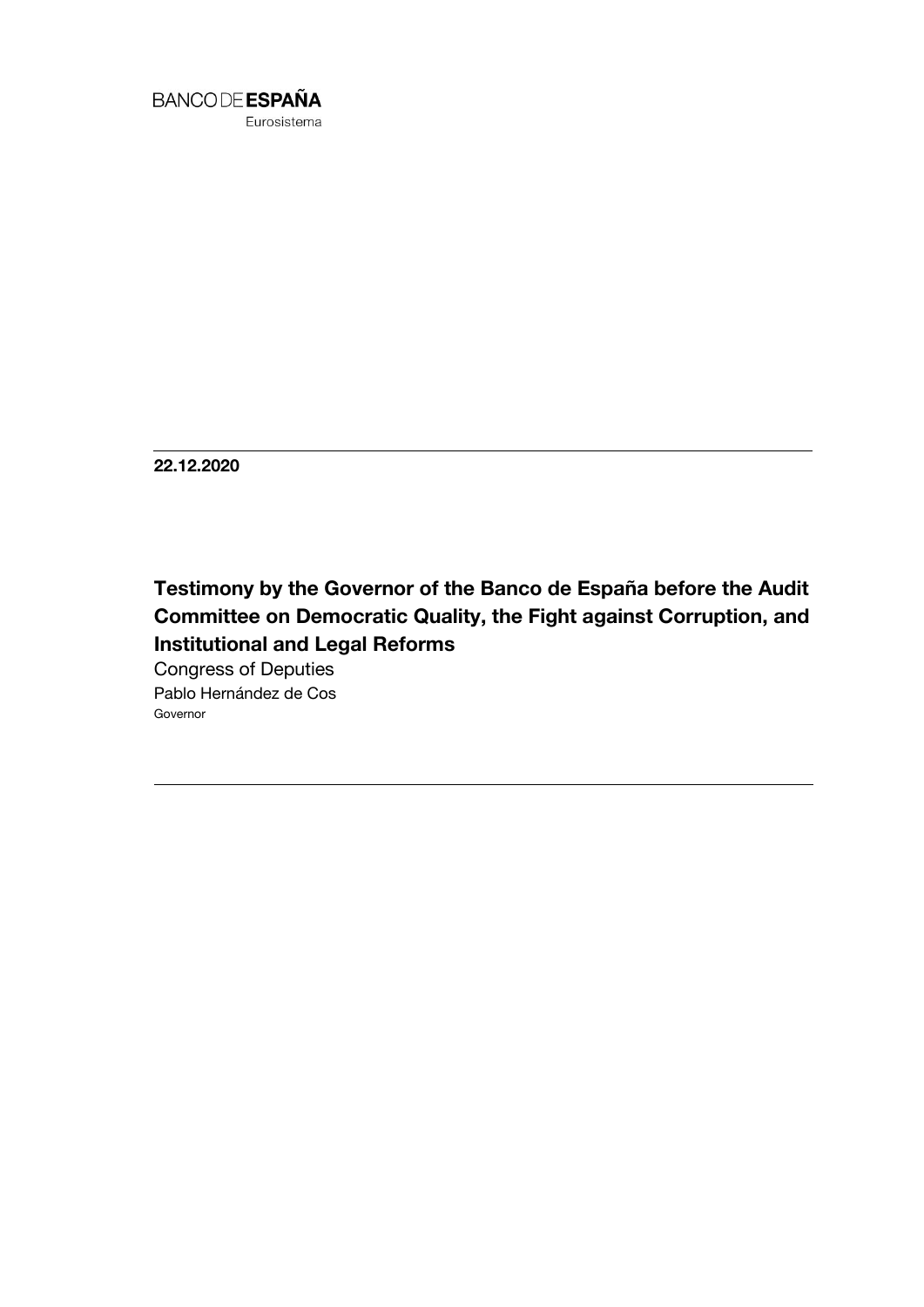BANCO DE **ESPAÑA**

Eurosistema

**22.12.2020**

# Testimony by the Governor of the Banco de España before the Audit Committee on Democratic Quality, the Fight against Corruption, and Institutional and Legal Reforms

Congress of Deputies

Pablo Hernández de Cos

Governor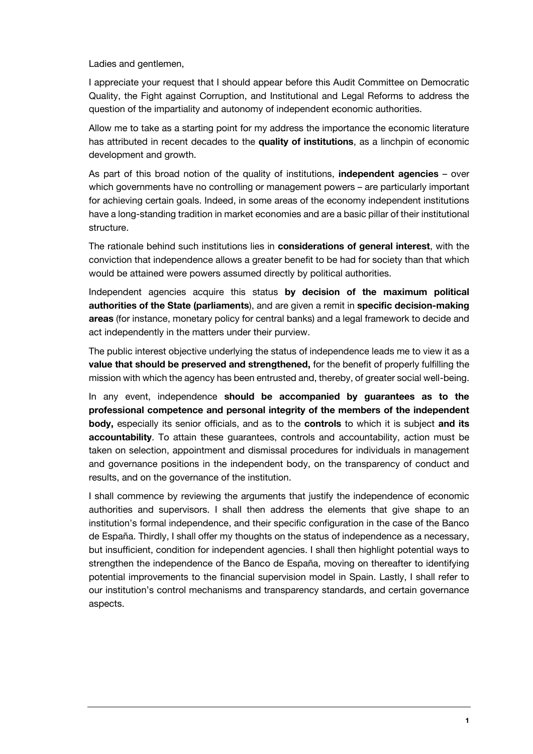Ladies and gentlemen,

I appreciate your request that I should appear before this Audit Committee on Democratic Quality, the Fight against Corruption, and Institutional and Legal Reforms to address the question of the impartiality and autonomy of independent economic authorities.

Allow me to take as a starting point for my address the importance the economic literature has attributed in recent decades to the **quality of institutions**, as a linchpin of economic development and growth.

As part of this broad notion of the quality of institutions, **independent agencies** – over which governments have no controlling or management powers – are particularly important for achieving certain goals. Indeed, in some areas of the economy independent institutions have a long-standing tradition in market economies and are a basic pillar of their institutional structure.

The rationale behind such institutions lies in **considerations of general interest**, with the conviction that independence allows a greater benefit to be had for society than that which would be attained were powers assumed directly by political authorities.

Independent agencies acquire this status **by decision of the maximum political authorities of the State (parliaments**), and are given a remit in **specific decision-making areas** (for instance, monetary policy for central banks) and a legal framework to decide and act independently in the matters under their purview.

The public interest objective underlying the status of independence leads me to view it as a **value that should be preserved and strengthened,** for the benefit of properly fulfilling the mission with which the agency has been entrusted and, thereby, of greater social well-being.

In any event, independence **should be accompanied by guarantees as to the professional competence and personal integrity of the members of the independent body,** especially its senior officials, and as to the **controls** to which it is subject **and its accountability**. To attain these guarantees, controls and accountability, action must be taken on selection, appointment and dismissal procedures for individuals in management and governance positions in the independent body, on the transparency of conduct and results, and on the governance of the institution.

I shall commence by reviewing the arguments that justify the independence of economic authorities and supervisors. I shall then address the elements that give shape to an institution's formal independence, and their specific configuration in the case of the Banco de España. Thirdly, I shall offer my thoughts on the status of independence as a necessary, but insufficient, condition for independent agencies. I shall then highlight potential ways to strengthen the independence of the Banco de España, moving on thereafter to identifying potential improvements to the financial supervision model in Spain. Lastly, I shall refer to our institution's control mechanisms and transparency standards, and certain governance aspects.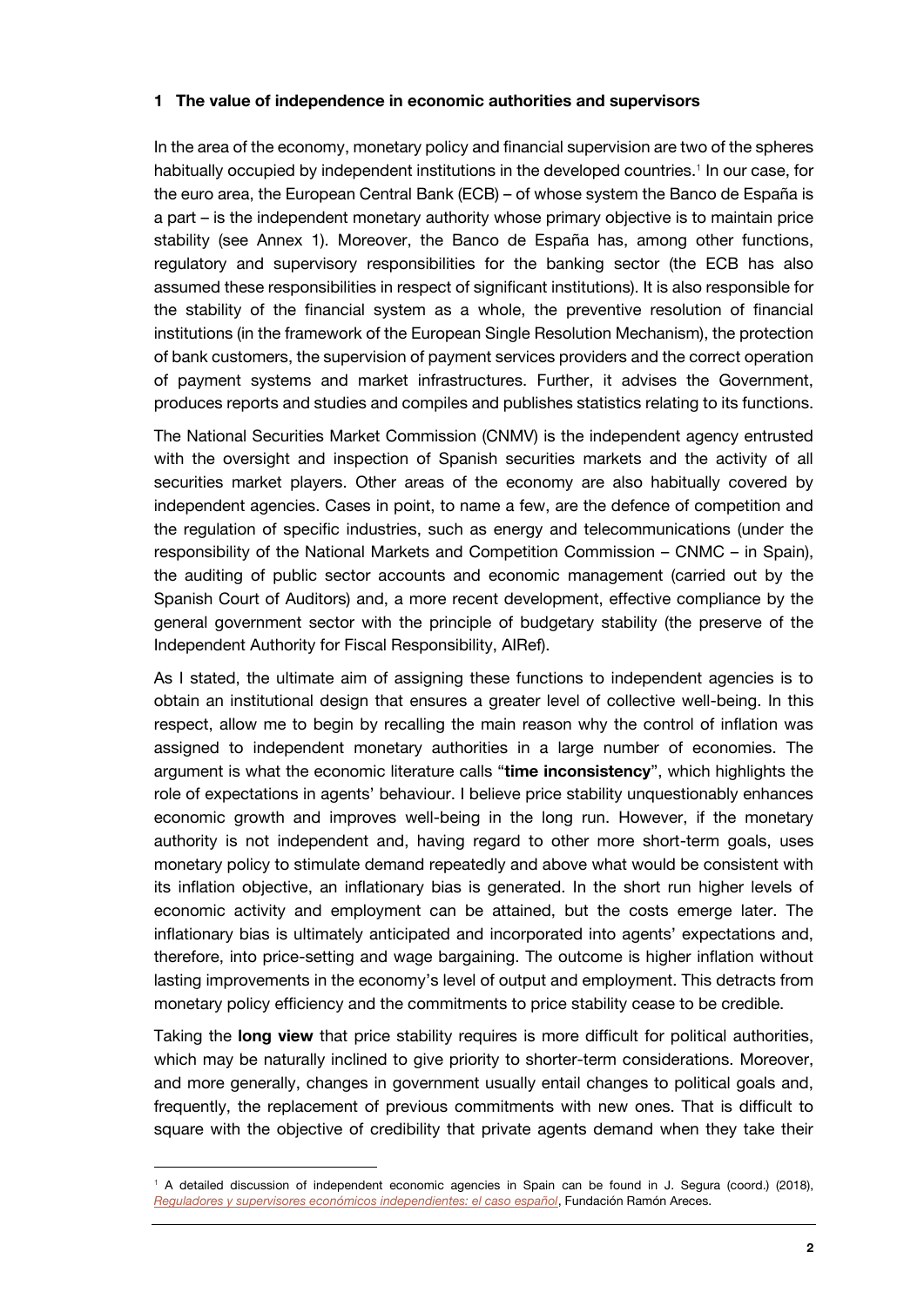## 1 The value of independence in economic authorities and supervisors

In the area of the economy, monetary policy and financial supervision are two of the spheres habitually occupied by independent institutions in the developed countries.[1] In our case, for the euro area, the European Central Bank (ECB) – of whose system the Banco de España is a part – is the independent monetary authority whose primary objective is to maintain price stability (see Annex 1). Moreover, the Banco de España has, among other functions, regulatory and supervisory responsibilities for the banking sector (the ECB has also assumed these responsibilities in respect of significant institutions). It is also responsible for the stability of the financial system as a whole, the preventive resolution of financial institutions (in the framework of the European Single Resolution Mechanism), the protection of bank customers, the supervision of payment services providers and the correct operation of payment systems and market infrastructures. Further, it advises the Government, produces reports and studies and compiles and publishes statistics relating to its functions.

The National Securities Market Commission (CNMV) is the independent agency entrusted with the oversight and inspection of Spanish securities markets and the activity of all securities market players. Other areas of the economy are also habitually covered by independent agencies. Cases in point, to name a few, are the defence of competition and the regulation of specific industries, such as energy and telecommunications (under the responsibility of the National Markets and Competition Commission – CNMC – in Spain), the auditing of public sector accounts and economic management (carried out by the Spanish Court of Auditors) and, a more recent development, effective compliance by the general government sector with the principle of budgetary stability (the preserve of the Independent Authority for Fiscal Responsibility, AIRef).

As I stated, the ultimate aim of assigning these functions to independent agencies is to obtain an institutional design that ensures a greater level of collective well-being. In this respect, allow me to begin by recalling the main reason why the control of inflation was assigned to independent monetary authorities in a large number of economies. The argument is what the economic literature calls "**time inconsistency**", which highlights the role of expectations in agents' behaviour. I believe price stability unquestionably enhances economic growth and improves well-being in the long run. However, if the monetary authority is not independent and, having regard to other more short-term goals, uses monetary policy to stimulate demand repeatedly and above what would be consistent with its inflation objective, an inflationary bias is generated. In the short run higher levels of economic activity and employment can be attained, but the costs emerge later. The inflationary bias is ultimately anticipated and incorporated into agents' expectations and, therefore, into price-setting and wage bargaining. The outcome is higher inflation without lasting improvements in the economy's level of output and employment. This detracts from monetary policy efficiency and the commitments to price stability cease to be credible.

Taking the **long view** that price stability requires is more difficult for political authorities, which may be naturally inclined to give priority to shorter-term considerations. Moreover, and more generally, changes in government usually entail changes to political goals and, frequently, the replacement of previous commitments with new ones. That is difficult to square with the objective of credibility that private agents demand when they take their

---

[1] A detailed discussion of independent economic agencies in Spain can be found in J. Segura (coord.) (2018), *Reguladores y supervisores económicos independientes: el caso español*, Fundación Ramón Areces.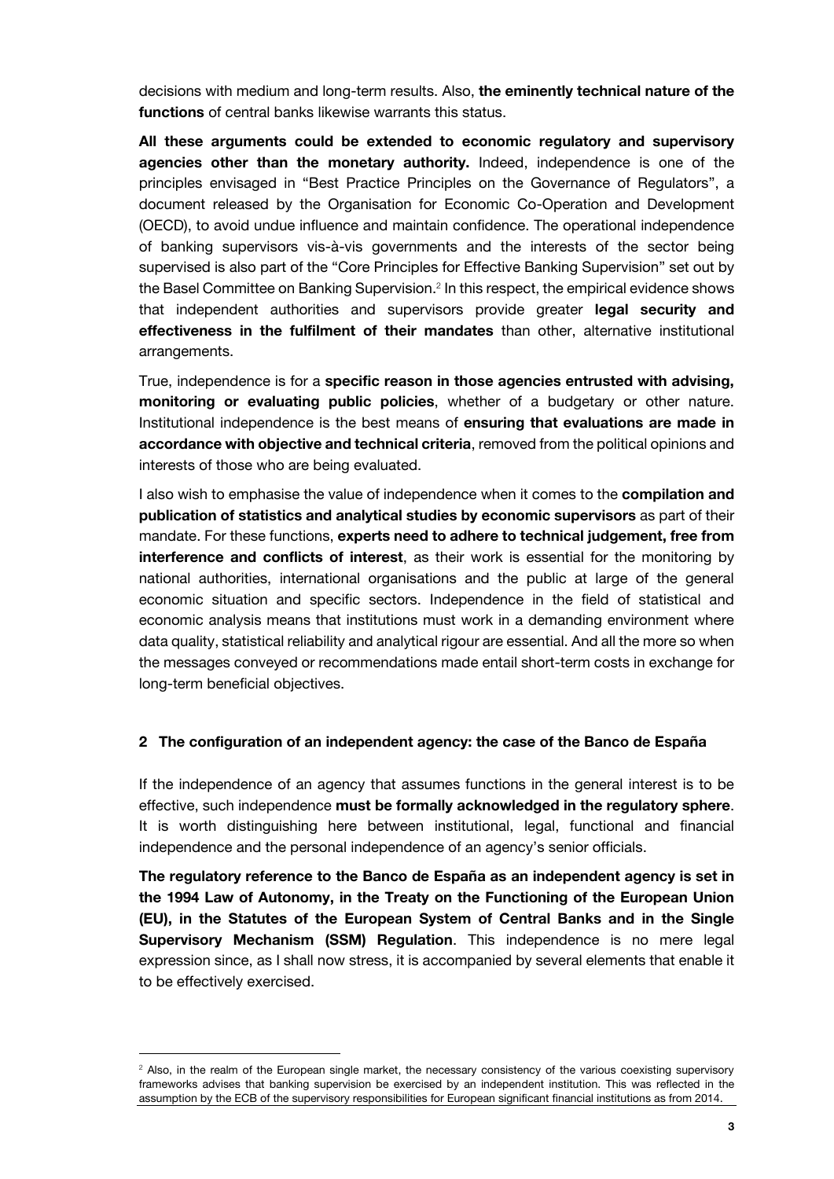decisions with medium and long-term results. Also, **the eminently technical nature of the functions** of central banks likewise warrants this status.

**All these arguments could be extended to economic regulatory and supervisory agencies other than the monetary authority.** Indeed, independence is one of the principles envisaged in "Best Practice Principles on the Governance of Regulators", a document released by the Organisation for Economic Co-Operation and Development (OECD), to avoid undue influence and maintain confidence. The operational independence of banking supervisors vis-à-vis governments and the interests of the sector being supervised is also part of the "Core Principles for Effective Banking Supervision" set out by the Basel Committee on Banking Supervision.[2] In this respect, the empirical evidence shows that independent authorities and supervisors provide greater **legal security and effectiveness in the fulfilment of their mandates** than other, alternative institutional arrangements.

True, independence is for a **specific reason in those agencies entrusted with advising, monitoring or evaluating public policies**, whether of a budgetary or other nature. Institutional independence is the best means of **ensuring that evaluations are made in accordance with objective and technical criteria**, removed from the political opinions and interests of those who are being evaluated.

I also wish to emphasise the value of independence when it comes to the **compilation and publication of statistics and analytical studies by economic supervisors** as part of their mandate. For these functions, **experts need to adhere to technical judgement, free from interference and conflicts of interest**, as their work is essential for the monitoring by national authorities, international organisations and the public at large of the general economic situation and specific sectors. Independence in the field of statistical and economic analysis means that institutions must work in a demanding environment where data quality, statistical reliability and analytical rigour are essential. And all the more so when the messages conveyed or recommendations made entail short-term costs in exchange for long-term beneficial objectives.

## 2 The configuration of an independent agency: the case of the Banco de España

If the independence of an agency that assumes functions in the general interest is to be effective, such independence **must be formally acknowledged in the regulatory sphere**. It is worth distinguishing here between institutional, legal, functional and financial independence and the personal independence of an agency's senior officials.

**The regulatory reference to the Banco de España as an independent agency is set in the 1994 Law of Autonomy, in the Treaty on the Functioning of the European Union (EU), in the Statutes of the European System of Central Banks and in the Single Supervisory Mechanism (SSM) Regulation**. This independence is no mere legal expression since, as I shall now stress, it is accompanied by several elements that enable it to be effectively exercised.

[2] Also, in the realm of the European single market, the necessary consistency of the various coexisting supervisory frameworks advises that banking supervision be exercised by an independent institution. This was reflected in the assumption by the ECB of the supervisory responsibilities for European significant financial institutions as from 2014.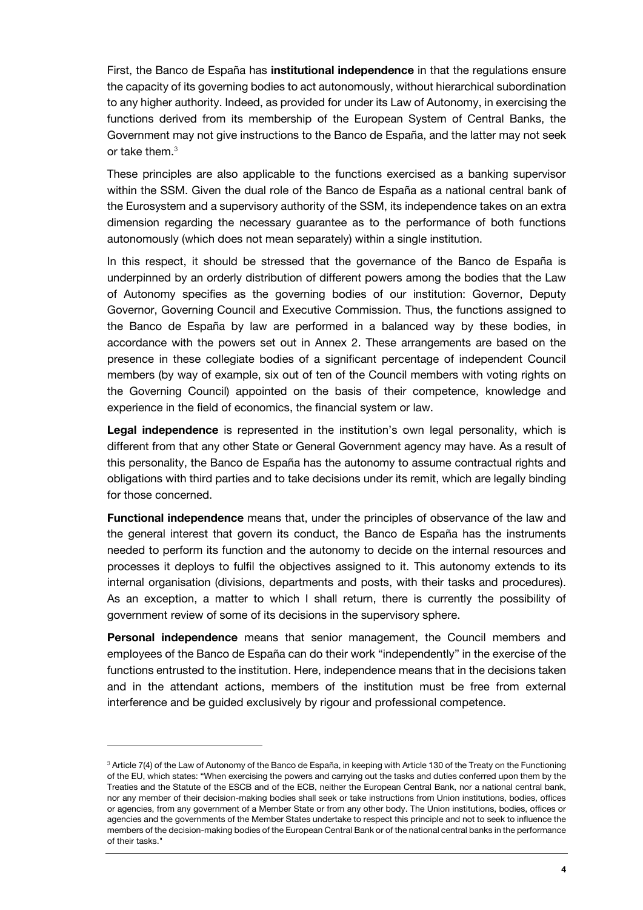First, the Banco de España has **institutional independence** in that the regulations ensure the capacity of its governing bodies to act autonomously, without hierarchical subordination to any higher authority. Indeed, as provided for under its Law of Autonomy, in exercising the functions derived from its membership of the European System of Central Banks, the Government may not give instructions to the Banco de España, and the latter may not seek or take them.[3]

These principles are also applicable to the functions exercised as a banking supervisor within the SSM. Given the dual role of the Banco de España as a national central bank of the Eurosystem and a supervisory authority of the SSM, its independence takes on an extra dimension regarding the necessary guarantee as to the performance of both functions autonomously (which does not mean separately) within a single institution.

In this respect, it should be stressed that the governance of the Banco de España is underpinned by an orderly distribution of different powers among the bodies that the Law of Autonomy specifies as the governing bodies of our institution: Governor, Deputy Governor, Governing Council and Executive Commission. Thus, the functions assigned to the Banco de España by law are performed in a balanced way by these bodies, in accordance with the powers set out in Annex 2. These arrangements are based on the presence in these collegiate bodies of a significant percentage of independent Council members (by way of example, six out of ten of the Council members with voting rights on the Governing Council) appointed on the basis of their competence, knowledge and experience in the field of economics, the financial system or law.

**Legal independence** is represented in the institution's own legal personality, which is different from that any other State or General Government agency may have. As a result of this personality, the Banco de España has the autonomy to assume contractual rights and obligations with third parties and to take decisions under its remit, which are legally binding for those concerned.

**Functional independence** means that, under the principles of observance of the law and the general interest that govern its conduct, the Banco de España has the instruments needed to perform its function and the autonomy to decide on the internal resources and processes it deploys to fulfil the objectives assigned to it. This autonomy extends to its internal organisation (divisions, departments and posts, with their tasks and procedures). As an exception, a matter to which I shall return, there is currently the possibility of government review of some of its decisions in the supervisory sphere.

**Personal independence** means that senior management, the Council members and employees of the Banco de España can do their work "independently" in the exercise of the functions entrusted to the institution. Here, independence means that in the decisions taken and in the attendant actions, members of the institution must be free from external interference and be guided exclusively by rigour and professional competence.

---

[3] Article 7(4) of the Law of Autonomy of the Banco de España, in keeping with Article 130 of the Treaty on the Functioning of the EU, which states: "When exercising the powers and carrying out the tasks and duties conferred upon them by the Treaties and the Statute of the ESCB and of the ECB, neither the European Central Bank, nor a national central bank, nor any member of their decision-making bodies shall seek or take instructions from Union institutions, bodies, offices or agencies, from any government of a Member State or from any other body. The Union institutions, bodies, offices or agencies and the governments of the Member States undertake to respect this principle and not to seek to influence the members of the decision-making bodies of the European Central Bank or of the national central banks in the performance of their tasks."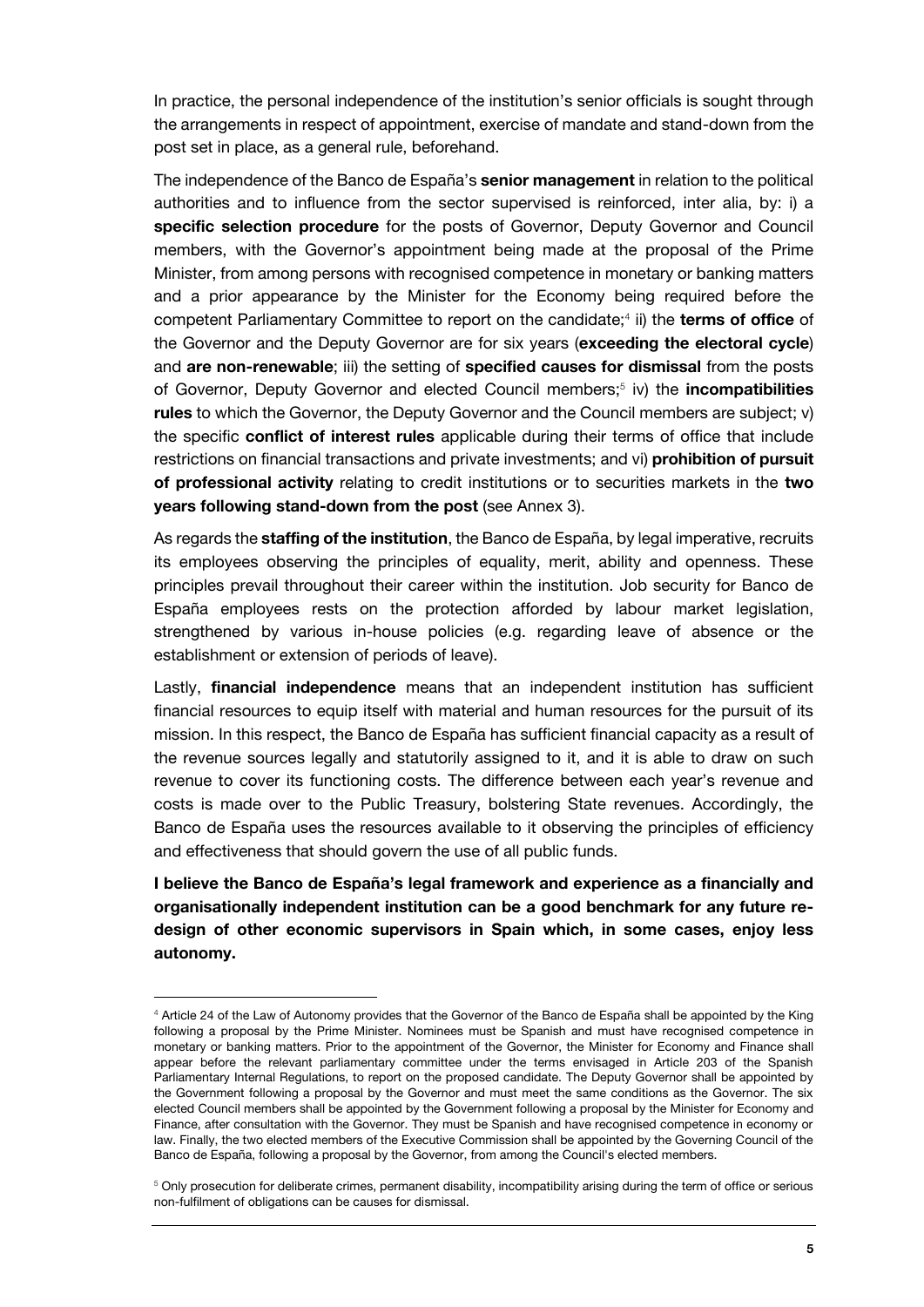In practice, the personal independence of the institution's senior officials is sought through the arrangements in respect of appointment, exercise of mandate and stand-down from the post set in place, as a general rule, beforehand.

The independence of the Banco de España's **senior management** in relation to the political authorities and to influence from the sector supervised is reinforced, inter alia, by: i) a **specific selection procedure** for the posts of Governor, Deputy Governor and Council members, with the Governor's appointment being made at the proposal of the Prime Minister, from among persons with recognised competence in monetary or banking matters and a prior appearance by the Minister for the Economy being required before the competent Parliamentary Committee to report on the candidate;[4] ii) the **terms of office** of the Governor and the Deputy Governor are for six years (**exceeding the electoral cycle**) and **are non-renewable**; iii) the setting of **specified causes for dismissal** from the posts of Governor, Deputy Governor and elected Council members;[5] iv) the **incompatibilities rules** to which the Governor, the Deputy Governor and the Council members are subject; v) the specific **conflict of interest rules** applicable during their terms of office that include restrictions on financial transactions and private investments; and vi) **prohibition of pursuit of professional activity** relating to credit institutions or to securities markets in the **two years following stand-down from the post** (see Annex 3).

As regards the **staffing of the institution**, the Banco de España, by legal imperative, recruits its employees observing the principles of equality, merit, ability and openness. These principles prevail throughout their career within the institution. Job security for Banco de España employees rests on the protection afforded by labour market legislation, strengthened by various in-house policies (e.g. regarding leave of absence or the establishment or extension of periods of leave).

Lastly, **financial independence** means that an independent institution has sufficient financial resources to equip itself with material and human resources for the pursuit of its mission. In this respect, the Banco de España has sufficient financial capacity as a result of the revenue sources legally and statutorily assigned to it, and it is able to draw on such revenue to cover its functioning costs. The difference between each year's revenue and costs is made over to the Public Treasury, bolstering State revenues. Accordingly, the Banco de España uses the resources available to it observing the principles of efficiency and effectiveness that should govern the use of all public funds.

**I believe the Banco de España's legal framework and experience as a financially and organisationally independent institution can be a good benchmark for any future re-design of other economic supervisors in Spain which, in some cases, enjoy less autonomy.**

---

[4] Article 24 of the Law of Autonomy provides that the Governor of the Banco de España shall be appointed by the King following a proposal by the Prime Minister. Nominees must be Spanish and must have recognised competence in monetary or banking matters. Prior to the appointment of the Governor, the Minister for Economy and Finance shall appear before the relevant parliamentary committee under the terms envisaged in Article 203 of the Spanish Parliamentary Internal Regulations, to report on the proposed candidate. The Deputy Governor shall be appointed by the Government following a proposal by the Governor and must meet the same conditions as the Governor. The six elected Council members shall be appointed by the Government following a proposal by the Minister for Economy and Finance, after consultation with the Governor. They must be Spanish and have recognised competence in economy or law. Finally, the two elected members of the Executive Commission shall be appointed by the Governing Council of the Banco de España, following a proposal by the Governor, from among the Council's elected members.

[5] Only prosecution for deliberate crimes, permanent disability, incompatibility arising during the term of office or serious non-fulfilment of obligations can be causes for dismissal.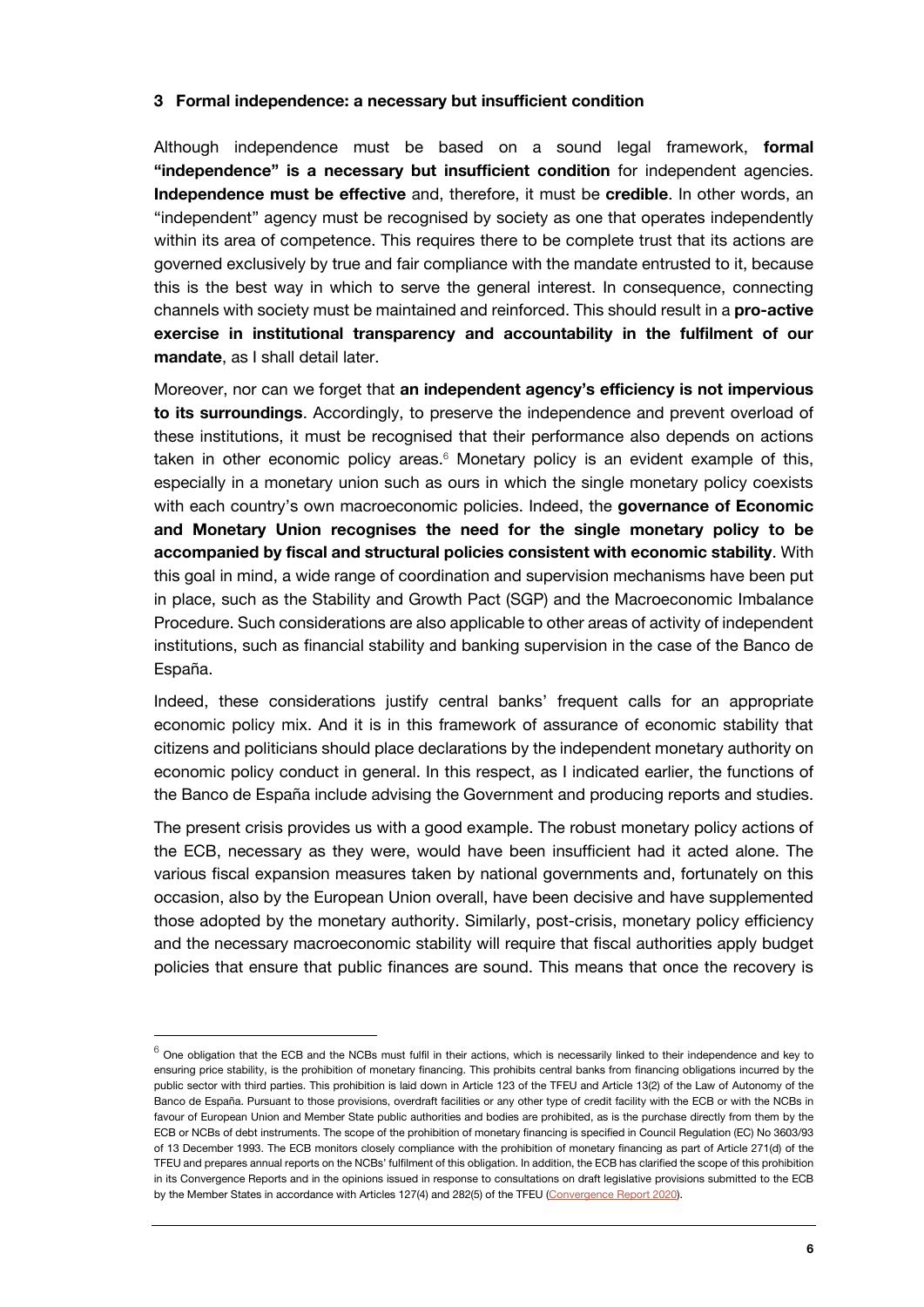## 3 Formal independence: a necessary but insufficient condition

Although independence must be based on a sound legal framework, **formal "independence" is a necessary but insufficient condition** for independent agencies. **Independence must be effective** and, therefore, it must be **credible**. In other words, an "independent" agency must be recognised by society as one that operates independently within its area of competence. This requires there to be complete trust that its actions are governed exclusively by true and fair compliance with the mandate entrusted to it, because this is the best way in which to serve the general interest. In consequence, connecting channels with society must be maintained and reinforced. This should result in a **pro-active exercise in institutional transparency and accountability in the fulfilment of our mandate**, as I shall detail later.

Moreover, nor can we forget that **an independent agency's efficiency is not impervious to its surroundings**. Accordingly, to preserve the independence and prevent overload of these institutions, it must be recognised that their performance also depends on actions taken in other economic policy areas.[6] Monetary policy is an evident example of this, especially in a monetary union such as ours in which the single monetary policy coexists with each country's own macroeconomic policies. Indeed, the **governance of Economic and Monetary Union recognises the need for the single monetary policy to be accompanied by fiscal and structural policies consistent with economic stability**. With this goal in mind, a wide range of coordination and supervision mechanisms have been put in place, such as the Stability and Growth Pact (SGP) and the Macroeconomic Imbalance Procedure. Such considerations are also applicable to other areas of activity of independent institutions, such as financial stability and banking supervision in the case of the Banco de España.

Indeed, these considerations justify central banks' frequent calls for an appropriate economic policy mix. And it is in this framework of assurance of economic stability that citizens and politicians should place declarations by the independent monetary authority on economic policy conduct in general. In this respect, as I indicated earlier, the functions of the Banco de España include advising the Government and producing reports and studies.

The present crisis provides us with a good example. The robust monetary policy actions of the ECB, necessary as they were, would have been insufficient had it acted alone. The various fiscal expansion measures taken by national governments and, fortunately on this occasion, also by the European Union overall, have been decisive and have supplemented those adopted by the monetary authority. Similarly, post-crisis, monetary policy efficiency and the necessary macroeconomic stability will require that fiscal authorities apply budget policies that ensure that public finances are sound. This means that once the recovery is

[6] One obligation that the ECB and the NCBs must fulfil in their actions, which is necessarily linked to their independence and key to ensuring price stability, is the prohibition of monetary financing. This prohibits central banks from financing obligations incurred by the public sector with third parties. This prohibition is laid down in Article 123 of the TFEU and Article 13(2) of the Law of Autonomy of the Banco de España. Pursuant to those provisions, overdraft facilities or any other type of credit facility with the ECB or with the NCBs in favour of European Union and Member State public authorities and bodies are prohibited, as is the purchase directly from them by the ECB or NCBs of debt instruments. The scope of the prohibition of monetary financing is specified in Council Regulation (EC) No 3603/93 of 13 December 1993. The ECB monitors closely compliance with the prohibition of monetary financing as part of Article 271(d) of the TFEU and prepares annual reports on the NCBs' fulfilment of this obligation. In addition, the ECB has clarified the scope of this prohibition in its Convergence Reports and in the opinions issued in response to consultations on draft legislative provisions submitted to the ECB by the Member States in accordance with Articles 127(4) and 282(5) of the TFEU (Convergence Report 2020).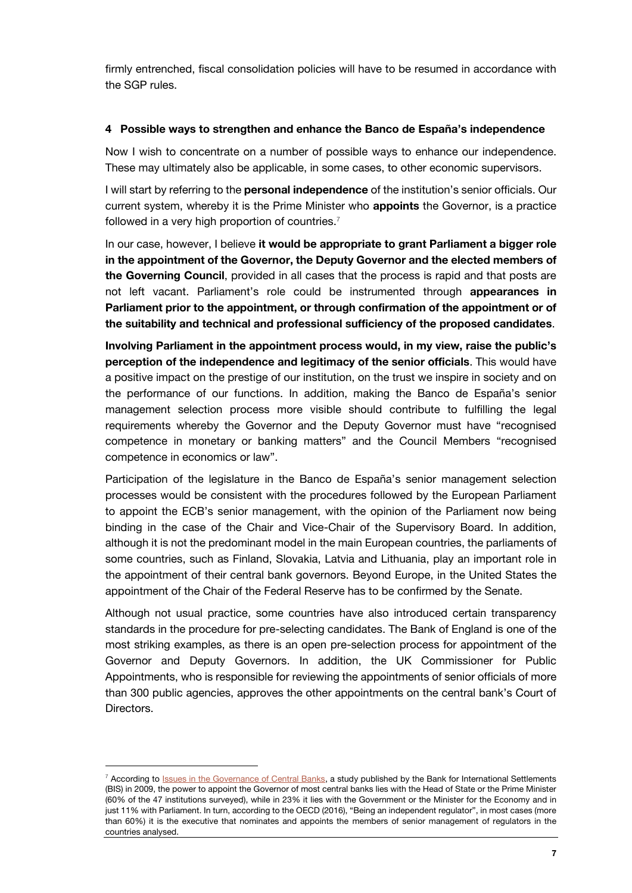firmly entrenched, fiscal consolidation policies will have to be resumed in accordance with the SGP rules.

## 4 Possible ways to strengthen and enhance the Banco de España's independence

Now I wish to concentrate on a number of possible ways to enhance our independence. These may ultimately also be applicable, in some cases, to other economic supervisors.

I will start by referring to the **personal independence** of the institution's senior officials. Our current system, whereby it is the Prime Minister who **appoints** the Governor, is a practice followed in a very high proportion of countries.[7]

In our case, however, I believe **it would be appropriate to grant Parliament a bigger role in the appointment of the Governor, the Deputy Governor and the elected members of the Governing Council**, provided in all cases that the process is rapid and that posts are not left vacant. Parliament's role could be instrumented through **appearances in Parliament prior to the appointment, or through confirmation of the appointment or of the suitability and technical and professional sufficiency of the proposed candidates**.

**Involving Parliament in the appointment process would, in my view, raise the public's perception of the independence and legitimacy of the senior officials**. This would have a positive impact on the prestige of our institution, on the trust we inspire in society and on the performance of our functions. In addition, making the Banco de España's senior management selection process more visible should contribute to fulfilling the legal requirements whereby the Governor and the Deputy Governor must have "recognised competence in monetary or banking matters" and the Council Members "recognised competence in economics or law".

Participation of the legislature in the Banco de España's senior management selection processes would be consistent with the procedures followed by the European Parliament to appoint the ECB's senior management, with the opinion of the Parliament now being binding in the case of the Chair and Vice-Chair of the Supervisory Board. In addition, although it is not the predominant model in the main European countries, the parliaments of some countries, such as Finland, Slovakia, Latvia and Lithuania, play an important role in the appointment of their central bank governors. Beyond Europe, in the United States the appointment of the Chair of the Federal Reserve has to be confirmed by the Senate.

Although not usual practice, some countries have also introduced certain transparency standards in the procedure for pre-selecting candidates. The Bank of England is one of the most striking examples, as there is an open pre-selection process for appointment of the Governor and Deputy Governors. In addition, the UK Commissioner for Public Appointments, who is responsible for reviewing the appointments of senior officials of more than 300 public agencies, approves the other appointments on the central bank's Court of Directors.

---

[7] According to Issues in the Governance of Central Banks, a study published by the Bank for International Settlements (BIS) in 2009, the power to appoint the Governor of most central banks lies with the Head of State or the Prime Minister (60% of the 47 institutions surveyed), while in 23% it lies with the Government or the Minister for the Economy and in just 11% with Parliament. In turn, according to the OECD (2016), "Being an independent regulator", in most cases (more than 60%) it is the executive that nominates and appoints the members of senior management of regulators in the countries analysed.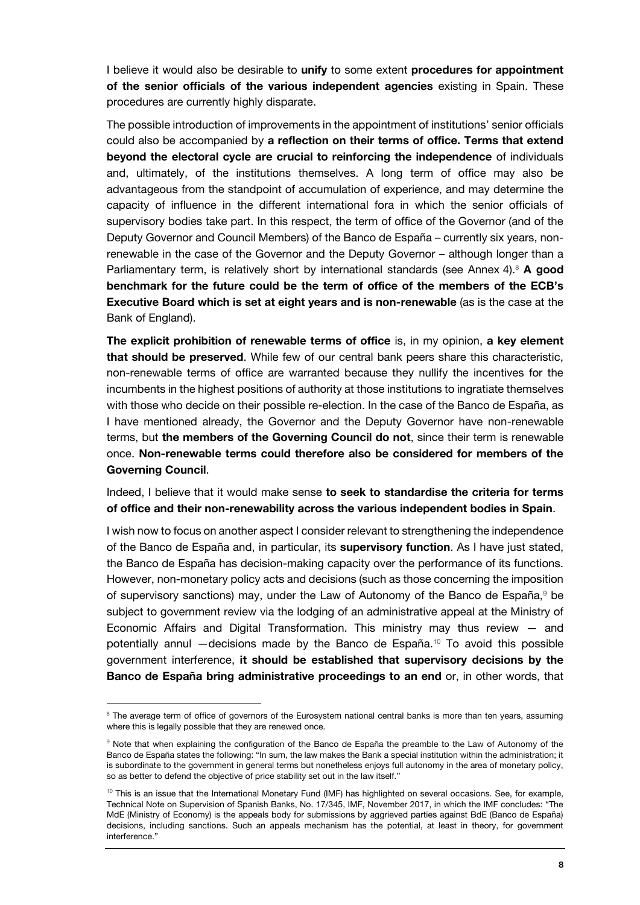I believe it would also be desirable to **unify** to some extent **procedures for appointment of the senior officials of the various independent agencies** existing in Spain. These procedures are currently highly disparate.

The possible introduction of improvements in the appointment of institutions' senior officials could also be accompanied by **a reflection on their terms of office. Terms that extend beyond the electoral cycle are crucial to reinforcing the independence** of individuals and, ultimately, of the institutions themselves. A long term of office may also be advantageous from the standpoint of accumulation of experience, and may determine the capacity of influence in the different international fora in which the senior officials of supervisory bodies take part. In this respect, the term of office of the Governor (and of the Deputy Governor and Council Members) of the Banco de España – currently six years, non-renewable in the case of the Governor and the Deputy Governor – although longer than a Parliamentary term, is relatively short by international standards (see Annex 4).[8] **A good benchmark for the future could be the term of office of the members of the ECB's Executive Board which is set at eight years and is non-renewable** (as is the case at the Bank of England).

**The explicit prohibition of renewable terms of office** is, in my opinion, **a key element that should be preserved**. While few of our central bank peers share this characteristic, non-renewable terms of office are warranted because they nullify the incentives for the incumbents in the highest positions of authority at those institutions to ingratiate themselves with those who decide on their possible re-election. In the case of the Banco de España, as I have mentioned already, the Governor and the Deputy Governor have non-renewable terms, but **the members of the Governing Council do not**, since their term is renewable once. **Non-renewable terms could therefore also be considered for members of the Governing Council**.

Indeed, I believe that it would make sense **to seek to standardise the criteria for terms of office and their non-renewability across the various independent bodies in Spain**.

I wish now to focus on another aspect I consider relevant to strengthening the independence of the Banco de España and, in particular, its **supervisory function**. As I have just stated, the Banco de España has decision-making capacity over the performance of its functions. However, non-monetary policy acts and decisions (such as those concerning the imposition of supervisory sanctions) may, under the Law of Autonomy of the Banco de España,[9] be subject to government review via the lodging of an administrative appeal at the Ministry of Economic Affairs and Digital Transformation. This ministry may thus review — and potentially annul —decisions made by the Banco de España.[10] To avoid this possible government interference, **it should be established that supervisory decisions by the Banco de España bring administrative proceedings to an end** or, in other words, that

---

[8] The average term of office of governors of the Eurosystem national central banks is more than ten years, assuming where this is legally possible that they are renewed once.

[9] Note that when explaining the configuration of the Banco de España the preamble to the Law of Autonomy of the Banco de España states the following: "In sum, the law makes the Bank a special institution within the administration; it is subordinate to the government in general terms but nonetheless enjoys full autonomy in the area of monetary policy, so as better to defend the objective of price stability set out in the law itself."

[10] This is an issue that the International Monetary Fund (IMF) has highlighted on several occasions. See, for example, Technical Note on Supervision of Spanish Banks, No. 17/345, IMF, November 2017, in which the IMF concludes: "The MdE (Ministry of Economy) is the appeals body for submissions by aggrieved parties against BdE (Banco de España) decisions, including sanctions. Such an appeals mechanism has the potential, at least in theory, for government interference."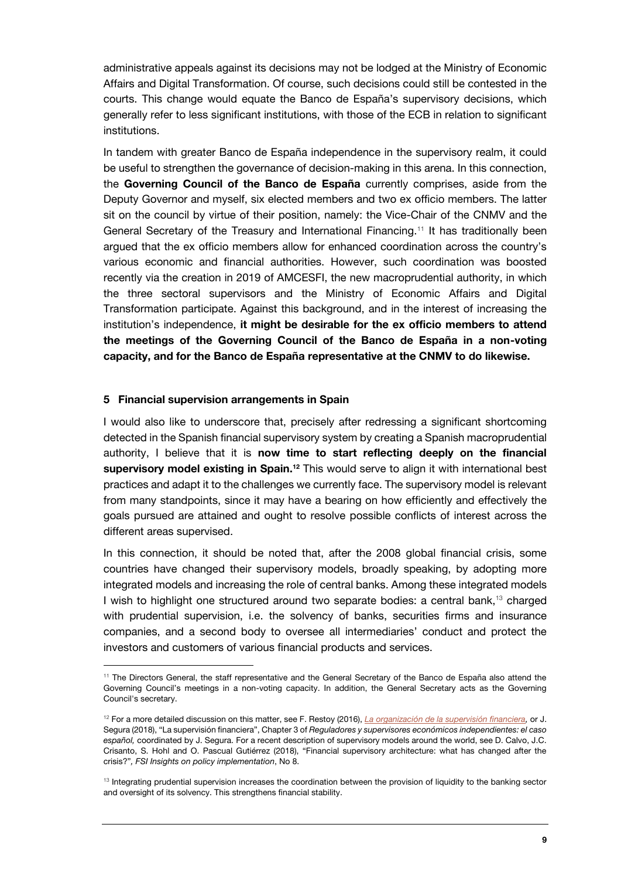administrative appeals against its decisions may not be lodged at the Ministry of Economic Affairs and Digital Transformation. Of course, such decisions could still be contested in the courts. This change would equate the Banco de España's supervisory decisions, which generally refer to less significant institutions, with those of the ECB in relation to significant institutions.

In tandem with greater Banco de España independence in the supervisory realm, it could be useful to strengthen the governance of decision-making in this arena. In this connection, the **Governing Council of the Banco de España** currently comprises, aside from the Deputy Governor and myself, six elected members and two ex officio members. The latter sit on the council by virtue of their position, namely: the Vice-Chair of the CNMV and the General Secretary of the Treasury and International Financing.[11] It has traditionally been argued that the ex officio members allow for enhanced coordination across the country's various economic and financial authorities. However, such coordination was boosted recently via the creation in 2019 of AMCESFI, the new macroprudential authority, in which the three sectoral supervisors and the Ministry of Economic Affairs and Digital Transformation participate. Against this background, and in the interest of increasing the institution's independence, **it might be desirable for the ex officio members to attend the meetings of the Governing Council of the Banco de España in a non-voting capacity, and for the Banco de España representative at the CNMV to do likewise.**

## 5 Financial supervision arrangements in Spain

I would also like to underscore that, precisely after redressing a significant shortcoming detected in the Spanish financial supervisory system by creating a Spanish macroprudential authority, I believe that it is **now time to start reflecting deeply on the financial supervisory model existing in Spain.[12]** This would serve to align it with international best practices and adapt it to the challenges we currently face. The supervisory model is relevant from many standpoints, since it may have a bearing on how efficiently and effectively the goals pursued are attained and ought to resolve possible conflicts of interest across the different areas supervised.

In this connection, it should be noted that, after the 2008 global financial crisis, some countries have changed their supervisory models, broadly speaking, by adopting more integrated models and increasing the role of central banks. Among these integrated models I wish to highlight one structured around two separate bodies: a central bank,[13] charged with prudential supervision, i.e. the solvency of banks, securities firms and insurance companies, and a second body to oversee all intermediaries' conduct and protect the investors and customers of various financial products and services.

---

[11] The Directors General, the staff representative and the General Secretary of the Banco de España also attend the Governing Council's meetings in a non-voting capacity. In addition, the General Secretary acts as the Governing Council's secretary.

[12] For a more detailed discussion on this matter, see F. Restoy (2016), *La organización de la supervisión financiera,* or J. Segura (2018), "La supervisión financiera", Chapter 3 of *Reguladores y supervisores económicos independientes: el caso español,* coordinated by J. Segura. For a recent description of supervisory models around the world, see D. Calvo, J.C. Crisanto, S. Hohl and O. Pascual Gutiérrez (2018), "Financial supervisory architecture: what has changed after the crisis?", *FSI Insights on policy implementation*, No 8.

[13] Integrating prudential supervision increases the coordination between the provision of liquidity to the banking sector and oversight of its solvency. This strengthens financial stability.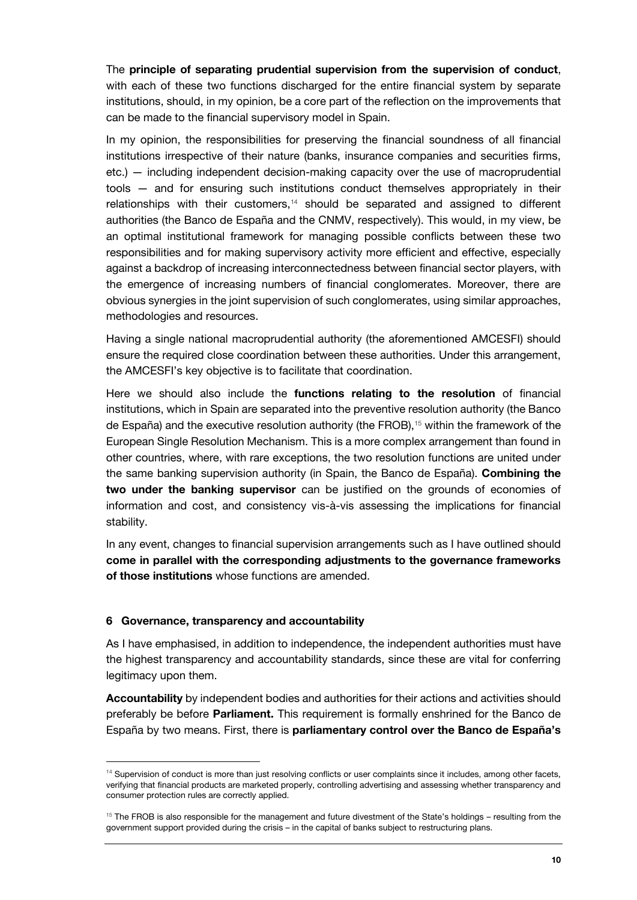The **principle of separating prudential supervision from the supervision of conduct**, with each of these two functions discharged for the entire financial system by separate institutions, should, in my opinion, be a core part of the reflection on the improvements that can be made to the financial supervisory model in Spain.

In my opinion, the responsibilities for preserving the financial soundness of all financial institutions irrespective of their nature (banks, insurance companies and securities firms, etc.) — including independent decision-making capacity over the use of macroprudential tools — and for ensuring such institutions conduct themselves appropriately in their relationships with their customers,[14] should be separated and assigned to different authorities (the Banco de España and the CNMV, respectively). This would, in my view, be an optimal institutional framework for managing possible conflicts between these two responsibilities and for making supervisory activity more efficient and effective, especially against a backdrop of increasing interconnectedness between financial sector players, with the emergence of increasing numbers of financial conglomerates. Moreover, there are obvious synergies in the joint supervision of such conglomerates, using similar approaches, methodologies and resources.

Having a single national macroprudential authority (the aforementioned AMCESFI) should ensure the required close coordination between these authorities. Under this arrangement, the AMCESFI's key objective is to facilitate that coordination.

Here we should also include the **functions relating to the resolution** of financial institutions, which in Spain are separated into the preventive resolution authority (the Banco de España) and the executive resolution authority (the FROB),[15] within the framework of the European Single Resolution Mechanism. This is a more complex arrangement than found in other countries, where, with rare exceptions, the two resolution functions are united under the same banking supervision authority (in Spain, the Banco de España). **Combining the two under the banking supervisor** can be justified on the grounds of economies of information and cost, and consistency vis-à-vis assessing the implications for financial stability.

In any event, changes to financial supervision arrangements such as I have outlined should **come in parallel with the corresponding adjustments to the governance frameworks of those institutions** whose functions are amended.

## 6 Governance, transparency and accountability

As I have emphasised, in addition to independence, the independent authorities must have the highest transparency and accountability standards, since these are vital for conferring legitimacy upon them.

**Accountability** by independent bodies and authorities for their actions and activities should preferably be before **Parliament.** This requirement is formally enshrined for the Banco de España by two means. First, there is **parliamentary control over the Banco de España's**

---

[14] Supervision of conduct is more than just resolving conflicts or user complaints since it includes, among other facets, verifying that financial products are marketed properly, controlling advertising and assessing whether transparency and consumer protection rules are correctly applied.

[15] The FROB is also responsible for the management and future divestment of the State's holdings – resulting from the government support provided during the crisis – in the capital of banks subject to restructuring plans.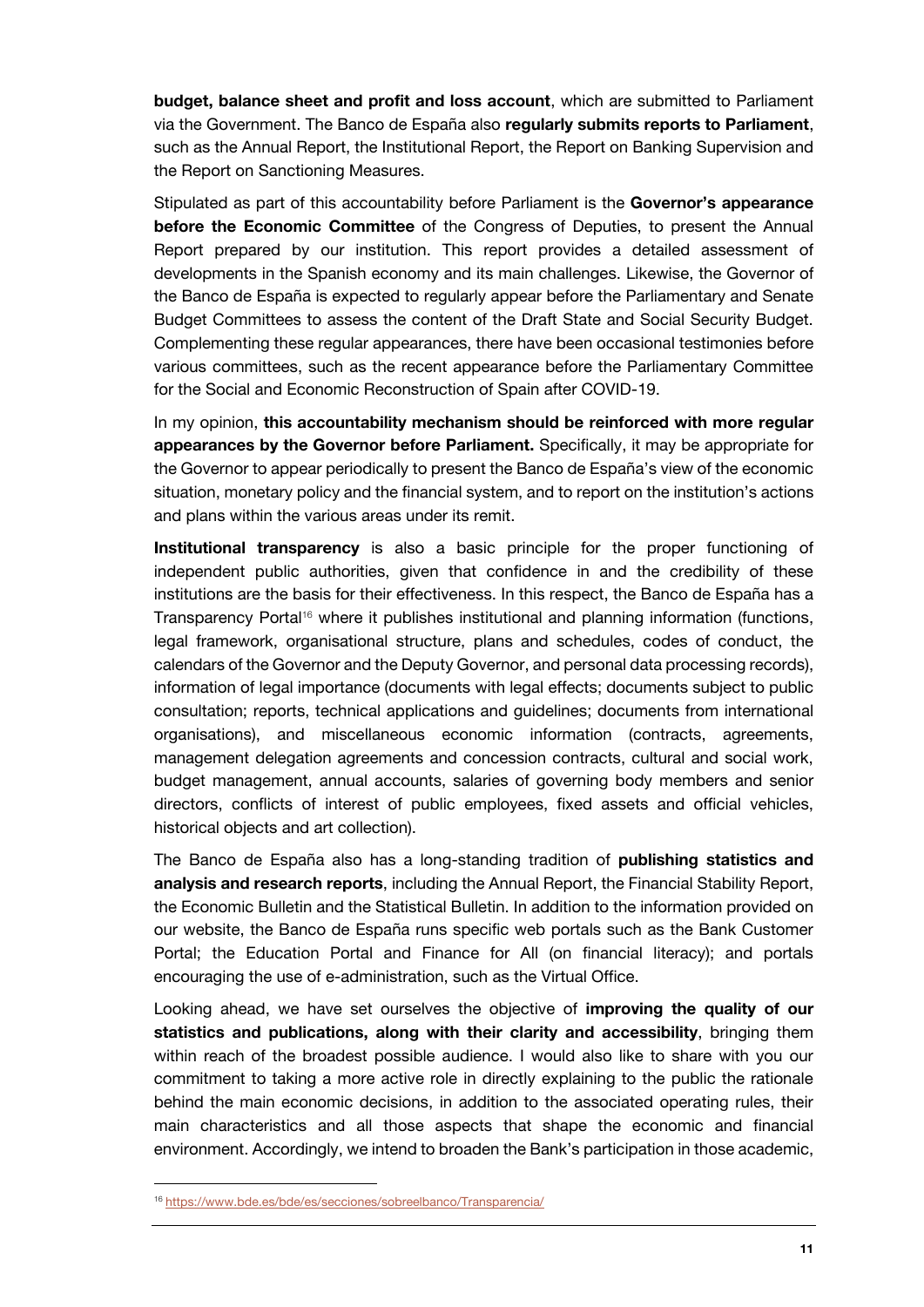**budget, balance sheet and profit and loss account**, which are submitted to Parliament via the Government. The Banco de España also **regularly submits reports to Parliament**, such as the Annual Report, the Institutional Report, the Report on Banking Supervision and the Report on Sanctioning Measures.

Stipulated as part of this accountability before Parliament is the **Governor's appearance before the Economic Committee** of the Congress of Deputies, to present the Annual Report prepared by our institution. This report provides a detailed assessment of developments in the Spanish economy and its main challenges. Likewise, the Governor of the Banco de España is expected to regularly appear before the Parliamentary and Senate Budget Committees to assess the content of the Draft State and Social Security Budget. Complementing these regular appearances, there have been occasional testimonies before various committees, such as the recent appearance before the Parliamentary Committee for the Social and Economic Reconstruction of Spain after COVID-19.

In my opinion, **this accountability mechanism should be reinforced with more regular appearances by the Governor before Parliament.** Specifically, it may be appropriate for the Governor to appear periodically to present the Banco de España's view of the economic situation, monetary policy and the financial system, and to report on the institution's actions and plans within the various areas under its remit.

**Institutional transparency** is also a basic principle for the proper functioning of independent public authorities, given that confidence in and the credibility of these institutions are the basis for their effectiveness. In this respect, the Banco de España has a Transparency Portal[16] where it publishes institutional and planning information (functions, legal framework, organisational structure, plans and schedules, codes of conduct, the calendars of the Governor and the Deputy Governor, and personal data processing records), information of legal importance (documents with legal effects; documents subject to public consultation; reports, technical applications and guidelines; documents from international organisations), and miscellaneous economic information (contracts, agreements, management delegation agreements and concession contracts, cultural and social work, budget management, annual accounts, salaries of governing body members and senior directors, conflicts of interest of public employees, fixed assets and official vehicles, historical objects and art collection).

The Banco de España also has a long-standing tradition of **publishing statistics and analysis and research reports**, including the Annual Report, the Financial Stability Report, the Economic Bulletin and the Statistical Bulletin. In addition to the information provided on our website, the Banco de España runs specific web portals such as the Bank Customer Portal; the Education Portal and Finance for All (on financial literacy); and portals encouraging the use of e-administration, such as the Virtual Office.

Looking ahead, we have set ourselves the objective of **improving the quality of our statistics and publications, along with their clarity and accessibility**, bringing them within reach of the broadest possible audience. I would also like to share with you our commitment to taking a more active role in directly explaining to the public the rationale behind the main economic decisions, in addition to the associated operating rules, their main characteristics and all those aspects that shape the economic and financial environment. Accordingly, we intend to broaden the Bank's participation in those academic,

[16] https://www.bde.es/bde/es/secciones/sobreelbanco/Transparencia/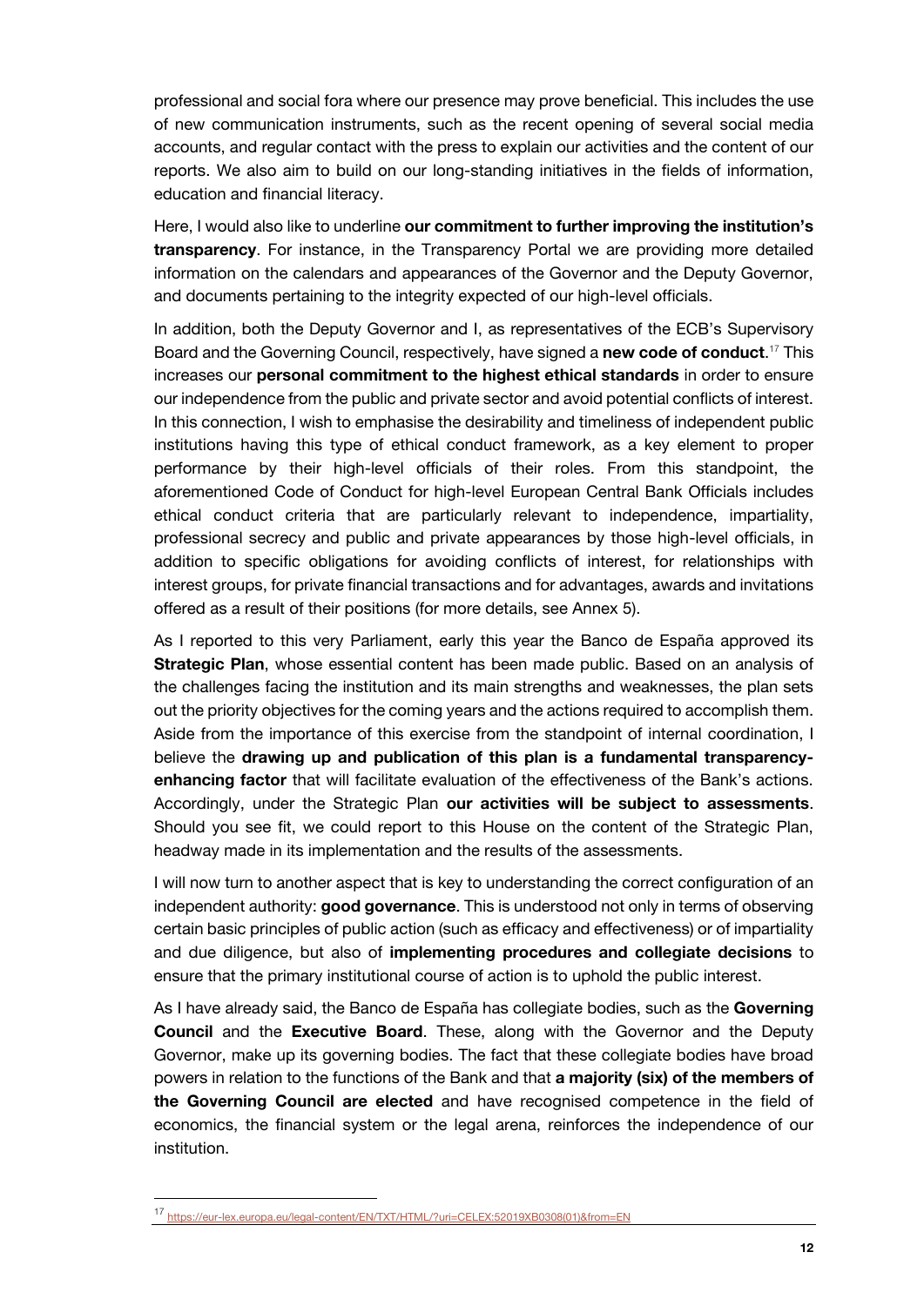professional and social fora where our presence may prove beneficial. This includes the use of new communication instruments, such as the recent opening of several social media accounts, and regular contact with the press to explain our activities and the content of our reports. We also aim to build on our long-standing initiatives in the fields of information, education and financial literacy.

Here, I would also like to underline **our commitment to further improving the institution's transparency**. For instance, in the Transparency Portal we are providing more detailed information on the calendars and appearances of the Governor and the Deputy Governor, and documents pertaining to the integrity expected of our high-level officials.

In addition, both the Deputy Governor and I, as representatives of the ECB's Supervisory Board and the Governing Council, respectively, have signed a **new code of conduct**.[17] This increases our **personal commitment to the highest ethical standards** in order to ensure our independence from the public and private sector and avoid potential conflicts of interest. In this connection, I wish to emphasise the desirability and timeliness of independent public institutions having this type of ethical conduct framework, as a key element to proper performance by their high-level officials of their roles. From this standpoint, the aforementioned Code of Conduct for high-level European Central Bank Officials includes ethical conduct criteria that are particularly relevant to independence, impartiality, professional secrecy and public and private appearances by those high-level officials, in addition to specific obligations for avoiding conflicts of interest, for relationships with interest groups, for private financial transactions and for advantages, awards and invitations offered as a result of their positions (for more details, see Annex 5).

As I reported to this very Parliament, early this year the Banco de España approved its **Strategic Plan**, whose essential content has been made public. Based on an analysis of the challenges facing the institution and its main strengths and weaknesses, the plan sets out the priority objectives for the coming years and the actions required to accomplish them. Aside from the importance of this exercise from the standpoint of internal coordination, I believe the **drawing up and publication of this plan is a fundamental transparency-enhancing factor** that will facilitate evaluation of the effectiveness of the Bank's actions. Accordingly, under the Strategic Plan **our activities will be subject to assessments**. Should you see fit, we could report to this House on the content of the Strategic Plan, headway made in its implementation and the results of the assessments.

I will now turn to another aspect that is key to understanding the correct configuration of an independent authority: **good governance**. This is understood not only in terms of observing certain basic principles of public action (such as efficacy and effectiveness) or of impartiality and due diligence, but also of **implementing procedures and collegiate decisions** to ensure that the primary institutional course of action is to uphold the public interest.

As I have already said, the Banco de España has collegiate bodies, such as the **Governing Council** and the **Executive Board**. These, along with the Governor and the Deputy Governor, make up its governing bodies. The fact that these collegiate bodies have broad powers in relation to the functions of the Bank and that **a majority (six) of the members of the Governing Council are elected** and have recognised competence in the field of economics, the financial system or the legal arena, reinforces the independence of our institution.

---

[17] https://eur-lex.europa.eu/legal-content/EN/TXT/HTML/?uri=CELEX:52019XB0308(01)&from=EN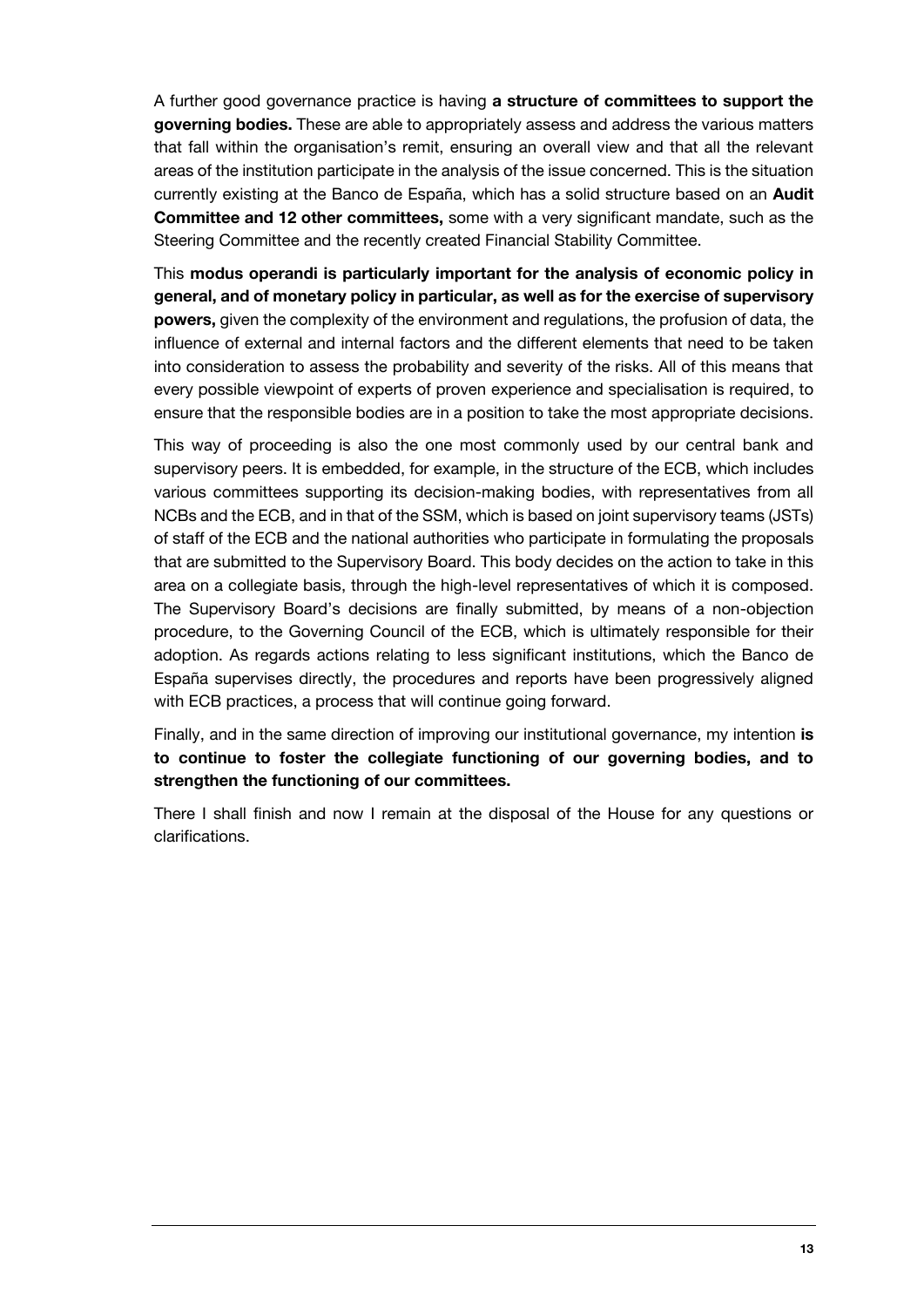A further good governance practice is having **a structure of committees to support the governing bodies.** These are able to appropriately assess and address the various matters that fall within the organisation's remit, ensuring an overall view and that all the relevant areas of the institution participate in the analysis of the issue concerned. This is the situation currently existing at the Banco de España, which has a solid structure based on an **Audit Committee and 12 other committees,** some with a very significant mandate, such as the Steering Committee and the recently created Financial Stability Committee.

This **modus operandi is particularly important for the analysis of economic policy in general, and of monetary policy in particular, as well as for the exercise of supervisory powers,** given the complexity of the environment and regulations, the profusion of data, the influence of external and internal factors and the different elements that need to be taken into consideration to assess the probability and severity of the risks. All of this means that every possible viewpoint of experts of proven experience and specialisation is required, to ensure that the responsible bodies are in a position to take the most appropriate decisions.

This way of proceeding is also the one most commonly used by our central bank and supervisory peers. It is embedded, for example, in the structure of the ECB, which includes various committees supporting its decision-making bodies, with representatives from all NCBs and the ECB, and in that of the SSM, which is based on joint supervisory teams (JSTs) of staff of the ECB and the national authorities who participate in formulating the proposals that are submitted to the Supervisory Board. This body decides on the action to take in this area on a collegiate basis, through the high-level representatives of which it is composed. The Supervisory Board's decisions are finally submitted, by means of a non-objection procedure, to the Governing Council of the ECB, which is ultimately responsible for their adoption. As regards actions relating to less significant institutions, which the Banco de España supervises directly, the procedures and reports have been progressively aligned with ECB practices, a process that will continue going forward.

Finally, and in the same direction of improving our institutional governance, my intention **is to continue to foster the collegiate functioning of our governing bodies, and to strengthen the functioning of our committees.**

There I shall finish and now I remain at the disposal of the House for any questions or clarifications.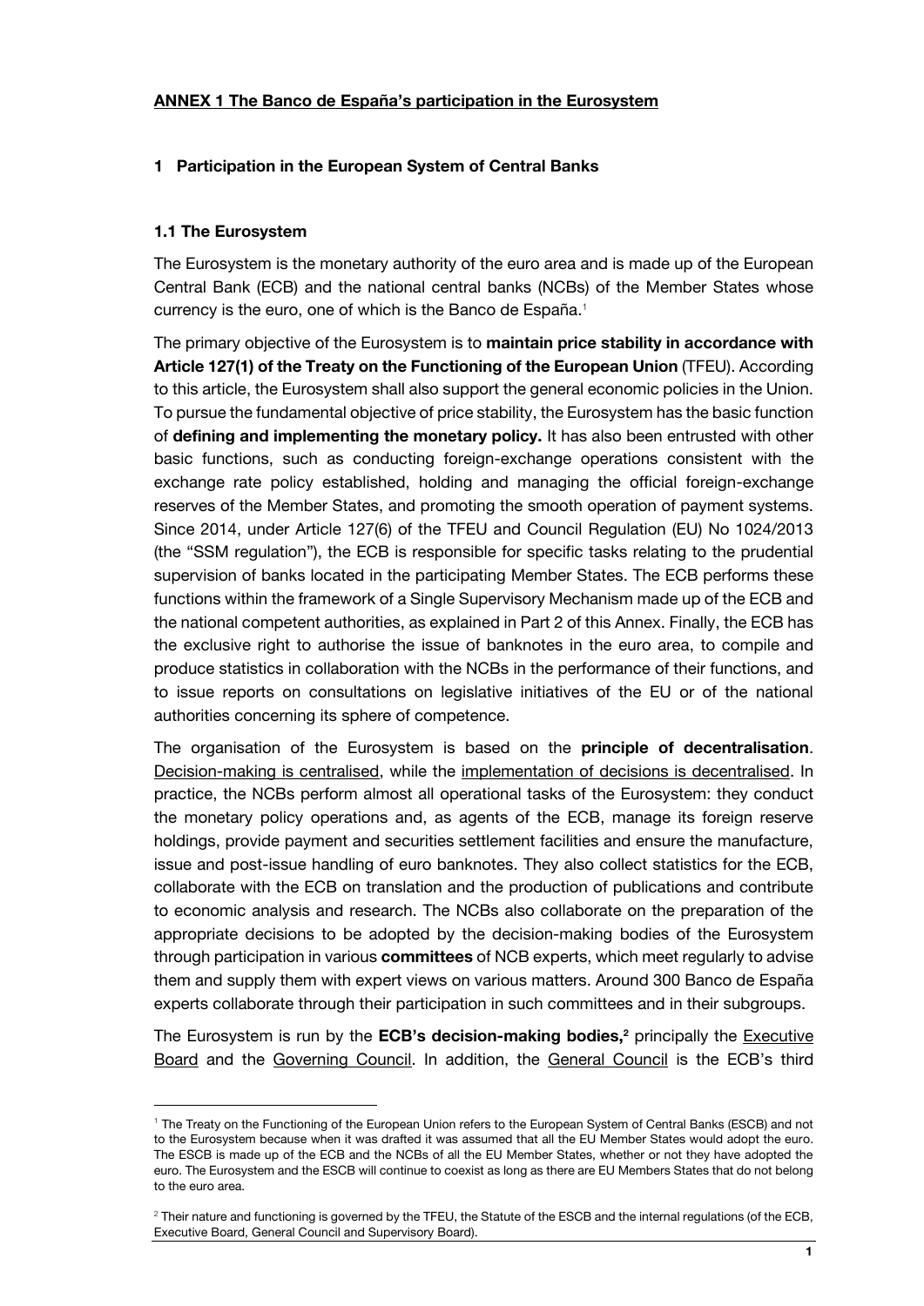**ANNEX 1 The Banco de España's participation in the Eurosystem**

## 1 Participation in the European System of Central Banks

### 1.1 The Eurosystem

The Eurosystem is the monetary authority of the euro area and is made up of the European Central Bank (ECB) and the national central banks (NCBs) of the Member States whose currency is the euro, one of which is the Banco de España.[1]

The primary objective of the Eurosystem is to **maintain price stability in accordance with Article 127(1) of the Treaty on the Functioning of the European Union** (TFEU). According to this article, the Eurosystem shall also support the general economic policies in the Union. To pursue the fundamental objective of price stability, the Eurosystem has the basic function of **defining and implementing the monetary policy.** It has also been entrusted with other basic functions, such as conducting foreign-exchange operations consistent with the exchange rate policy established, holding and managing the official foreign-exchange reserves of the Member States, and promoting the smooth operation of payment systems. Since 2014, under Article 127(6) of the TFEU and Council Regulation (EU) No 1024/2013 (the "SSM regulation"), the ECB is responsible for specific tasks relating to the prudential supervision of banks located in the participating Member States. The ECB performs these functions within the framework of a Single Supervisory Mechanism made up of the ECB and the national competent authorities, as explained in Part 2 of this Annex. Finally, the ECB has the exclusive right to authorise the issue of banknotes in the euro area, to compile and produce statistics in collaboration with the NCBs in the performance of their functions, and to issue reports on consultations on legislative initiatives of the EU or of the national authorities concerning its sphere of competence.

The organisation of the Eurosystem is based on the **principle of decentralisation**. Decision-making is centralised, while the implementation of decisions is decentralised. In practice, the NCBs perform almost all operational tasks of the Eurosystem: they conduct the monetary policy operations and, as agents of the ECB, manage its foreign reserve holdings, provide payment and securities settlement facilities and ensure the manufacture, issue and post-issue handling of euro banknotes. They also collect statistics for the ECB, collaborate with the ECB on translation and the production of publications and contribute to economic analysis and research. The NCBs also collaborate on the preparation of the appropriate decisions to be adopted by the decision-making bodies of the Eurosystem through participation in various **committees** of NCB experts, which meet regularly to advise them and supply them with expert views on various matters. Around 300 Banco de España experts collaborate through their participation in such committees and in their subgroups.

The Eurosystem is run by the **ECB's decision-making bodies,**[2] principally the Executive Board and the Governing Council. In addition, the General Council is the ECB's third

---

[1] The Treaty on the Functioning of the European Union refers to the European System of Central Banks (ESCB) and not to the Eurosystem because when it was drafted it was assumed that all the EU Member States would adopt the euro. The ESCB is made up of the ECB and the NCBs of all the EU Member States, whether or not they have adopted the euro. The Eurosystem and the ESCB will continue to coexist as long as there are EU Members States that do not belong to the euro area.

[2] Their nature and functioning is governed by the TFEU, the Statute of the ESCB and the internal regulations (of the ECB, Executive Board, General Council and Supervisory Board).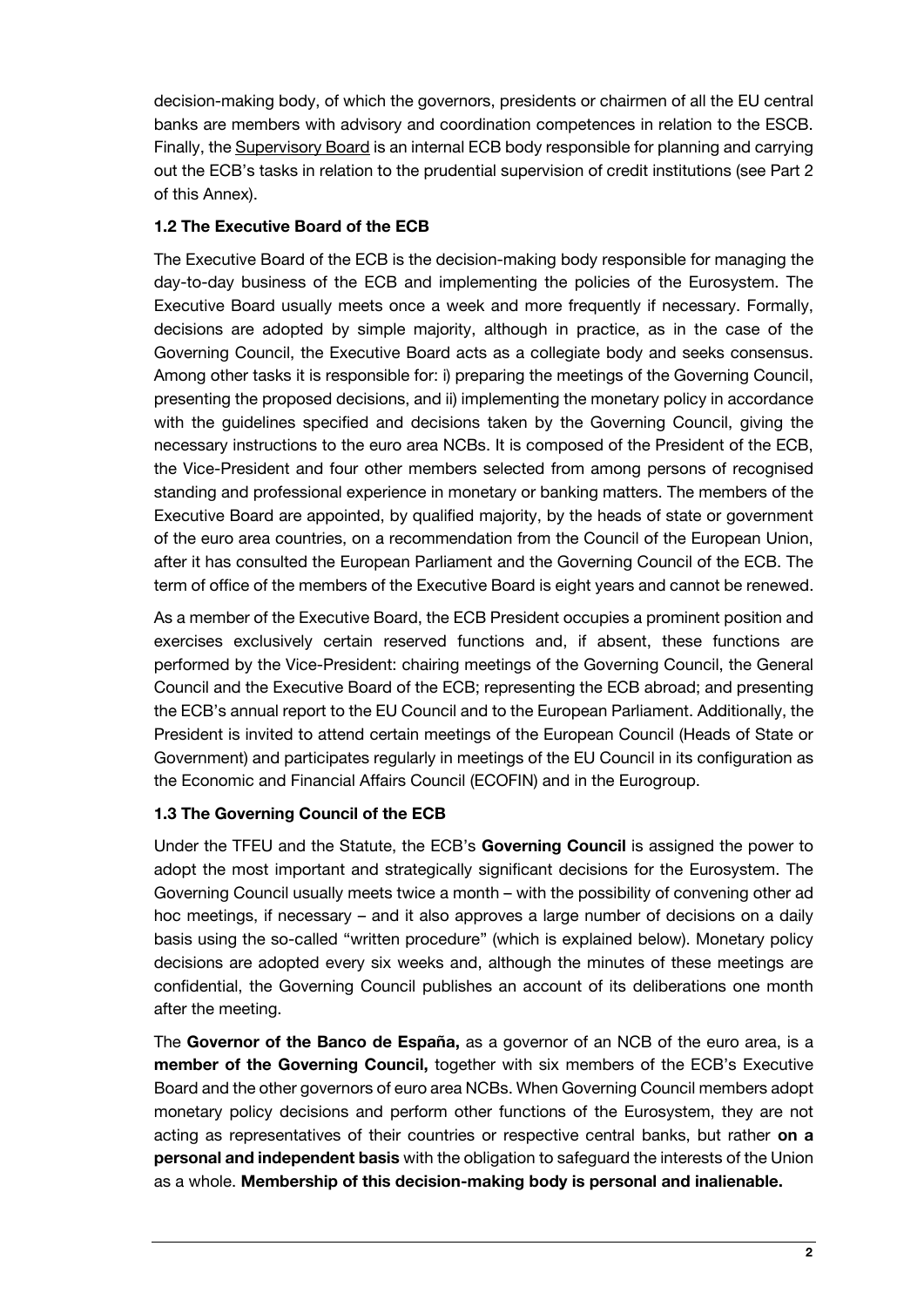decision-making body, of which the governors, presidents or chairmen of all the EU central banks are members with advisory and coordination competences in relation to the ESCB. Finally, the Supervisory Board is an internal ECB body responsible for planning and carrying out the ECB's tasks in relation to the prudential supervision of credit institutions (see Part 2 of this Annex).

### 1.2 The Executive Board of the ECB

The Executive Board of the ECB is the decision-making body responsible for managing the day-to-day business of the ECB and implementing the policies of the Eurosystem. The Executive Board usually meets once a week and more frequently if necessary. Formally, decisions are adopted by simple majority, although in practice, as in the case of the Governing Council, the Executive Board acts as a collegiate body and seeks consensus. Among other tasks it is responsible for: i) preparing the meetings of the Governing Council, presenting the proposed decisions, and ii) implementing the monetary policy in accordance with the guidelines specified and decisions taken by the Governing Council, giving the necessary instructions to the euro area NCBs. It is composed of the President of the ECB, the Vice-President and four other members selected from among persons of recognised standing and professional experience in monetary or banking matters. The members of the Executive Board are appointed, by qualified majority, by the heads of state or government of the euro area countries, on a recommendation from the Council of the European Union, after it has consulted the European Parliament and the Governing Council of the ECB. The term of office of the members of the Executive Board is eight years and cannot be renewed.

As a member of the Executive Board, the ECB President occupies a prominent position and exercises exclusively certain reserved functions and, if absent, these functions are performed by the Vice-President: chairing meetings of the Governing Council, the General Council and the Executive Board of the ECB; representing the ECB abroad; and presenting the ECB's annual report to the EU Council and to the European Parliament. Additionally, the President is invited to attend certain meetings of the European Council (Heads of State or Government) and participates regularly in meetings of the EU Council in its configuration as the Economic and Financial Affairs Council (ECOFIN) and in the Eurogroup.

### 1.3 The Governing Council of the ECB

Under the TFEU and the Statute, the ECB's **Governing Council** is assigned the power to adopt the most important and strategically significant decisions for the Eurosystem. The Governing Council usually meets twice a month – with the possibility of convening other ad hoc meetings, if necessary – and it also approves a large number of decisions on a daily basis using the so-called "written procedure" (which is explained below). Monetary policy decisions are adopted every six weeks and, although the minutes of these meetings are confidential, the Governing Council publishes an account of its deliberations one month after the meeting.

The **Governor of the Banco de España,** as a governor of an NCB of the euro area, is a **member of the Governing Council,** together with six members of the ECB's Executive Board and the other governors of euro area NCBs. When Governing Council members adopt monetary policy decisions and perform other functions of the Eurosystem, they are not acting as representatives of their countries or respective central banks, but rather **on a personal and independent basis** with the obligation to safeguard the interests of the Union as a whole. **Membership of this decision-making body is personal and inalienable.**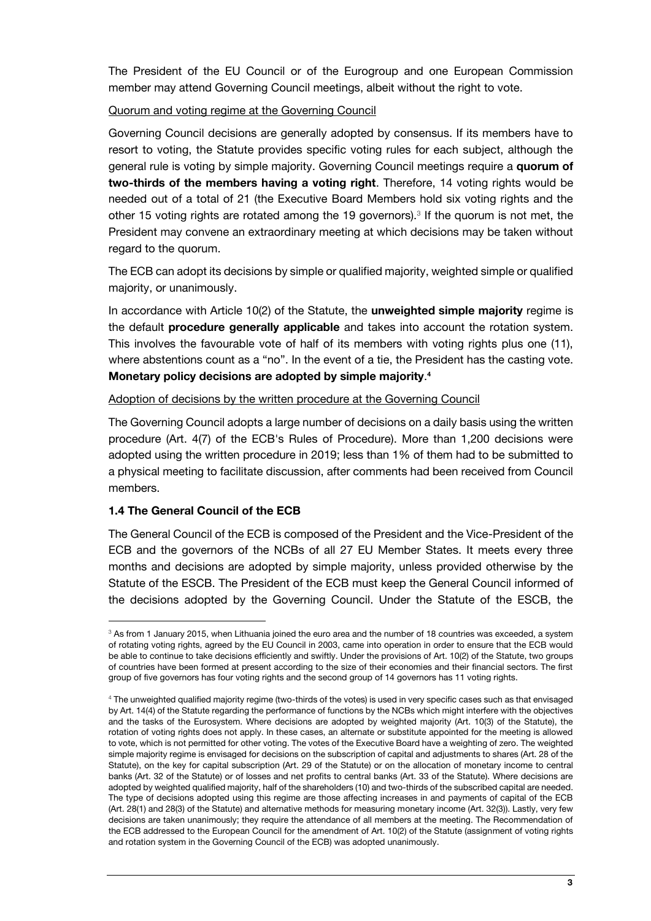The President of the EU Council or of the Eurogroup and one European Commission member may attend Governing Council meetings, albeit without the right to vote.

Quorum and voting regime at the Governing Council

Governing Council decisions are generally adopted by consensus. If its members have to resort to voting, the Statute provides specific voting rules for each subject, although the general rule is voting by simple majority. Governing Council meetings require a **quorum of two-thirds of the members having a voting right**. Therefore, 14 voting rights would be needed out of a total of 21 (the Executive Board Members hold six voting rights and the other 15 voting rights are rotated among the 19 governors).[3] If the quorum is not met, the President may convene an extraordinary meeting at which decisions may be taken without regard to the quorum.

The ECB can adopt its decisions by simple or qualified majority, weighted simple or qualified majority, or unanimously.

In accordance with Article 10(2) of the Statute, the **unweighted simple majority** regime is the default **procedure generally applicable** and takes into account the rotation system. This involves the favourable vote of half of its members with voting rights plus one (11), where abstentions count as a "no". In the event of a tie, the President has the casting vote. **Monetary policy decisions are adopted by simple majority**.[4]

Adoption of decisions by the written procedure at the Governing Council

The Governing Council adopts a large number of decisions on a daily basis using the written procedure (Art. 4(7) of the ECB's Rules of Procedure). More than 1,200 decisions were adopted using the written procedure in 2019; less than 1% of them had to be submitted to a physical meeting to facilitate discussion, after comments had been received from Council members.

### 1.4 The General Council of the ECB

The General Council of the ECB is composed of the President and the Vice-President of the ECB and the governors of the NCBs of all 27 EU Member States. It meets every three months and decisions are adopted by simple majority, unless provided otherwise by the Statute of the ESCB. The President of the ECB must keep the General Council informed of the decisions adopted by the Governing Council. Under the Statute of the ESCB, the

---

[3] As from 1 January 2015, when Lithuania joined the euro area and the number of 18 countries was exceeded, a system of rotating voting rights, agreed by the EU Council in 2003, came into operation in order to ensure that the ECB would be able to continue to take decisions efficiently and swiftly. Under the provisions of Art. 10(2) of the Statute, two groups of countries have been formed at present according to the size of their economies and their financial sectors. The first group of five governors has four voting rights and the second group of 14 governors has 11 voting rights.

[4] The unweighted qualified majority regime (two-thirds of the votes) is used in very specific cases such as that envisaged by Art. 14(4) of the Statute regarding the performance of functions by the NCBs which might interfere with the objectives and the tasks of the Eurosystem. Where decisions are adopted by weighted majority (Art. 10(3) of the Statute), the rotation of voting rights does not apply. In these cases, an alternate or substitute appointed for the meeting is allowed to vote, which is not permitted for other voting. The votes of the Executive Board have a weighting of zero. The weighted simple majority regime is envisaged for decisions on the subscription of capital and adjustments to shares (Art. 28 of the Statute), on the key for capital subscription (Art. 29 of the Statute) or on the allocation of monetary income to central banks (Art. 32 of the Statute) or of losses and net profits to central banks (Art. 33 of the Statute). Where decisions are adopted by weighted qualified majority, half of the shareholders (10) and two-thirds of the subscribed capital are needed. The type of decisions adopted using this regime are those affecting increases in and payments of capital of the ECB (Art. 28(1) and 28(3) of the Statute) and alternative methods for measuring monetary income (Art. 32(3)). Lastly, very few decisions are taken unanimously; they require the attendance of all members at the meeting. The Recommendation of the ECB addressed to the European Council for the amendment of Art. 10(2) of the Statute (assignment of voting rights and rotation system in the Governing Council of the ECB) was adopted unanimously.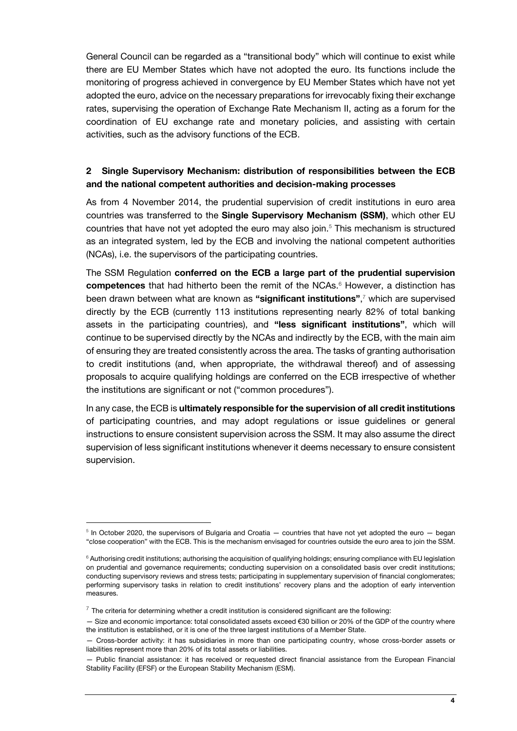General Council can be regarded as a "transitional body" which will continue to exist while there are EU Member States which have not adopted the euro. Its functions include the monitoring of progress achieved in convergence by EU Member States which have not yet adopted the euro, advice on the necessary preparations for irrevocably fixing their exchange rates, supervising the operation of Exchange Rate Mechanism II, acting as a forum for the coordination of EU exchange rate and monetary policies, and assisting with certain activities, such as the advisory functions of the ECB.

## 2 Single Supervisory Mechanism: distribution of responsibilities between the ECB and the national competent authorities and decision-making processes

As from 4 November 2014, the prudential supervision of credit institutions in euro area countries was transferred to the **Single Supervisory Mechanism (SSM)**, which other EU countries that have not yet adopted the euro may also join.[5] This mechanism is structured as an integrated system, led by the ECB and involving the national competent authorities (NCAs), i.e. the supervisors of the participating countries.

The SSM Regulation **conferred on the ECB a large part of the prudential supervision competences** that had hitherto been the remit of the NCAs.[6] However, a distinction has been drawn between what are known as **"significant institutions"**,[7] which are supervised directly by the ECB (currently 113 institutions representing nearly 82% of total banking assets in the participating countries), and **"less significant institutions"**, which will continue to be supervised directly by the NCAs and indirectly by the ECB, with the main aim of ensuring they are treated consistently across the area. The tasks of granting authorisation to credit institutions (and, when appropriate, the withdrawal thereof) and of assessing proposals to acquire qualifying holdings are conferred on the ECB irrespective of whether the institutions are significant or not ("common procedures").

In any case, the ECB is **ultimately responsible for the supervision of all credit institutions** of participating countries, and may adopt regulations or issue guidelines or general instructions to ensure consistent supervision across the SSM. It may also assume the direct supervision of less significant institutions whenever it deems necessary to ensure consistent supervision.

---

[5] In October 2020, the supervisors of Bulgaria and Croatia — countries that have not yet adopted the euro — began "close cooperation" with the ECB. This is the mechanism envisaged for countries outside the euro area to join the SSM.

[6] Authorising credit institutions; authorising the acquisition of qualifying holdings; ensuring compliance with EU legislation on prudential and governance requirements; conducting supervision on a consolidated basis over credit institutions; conducting supervisory reviews and stress tests; participating in supplementary supervision of financial conglomerates; performing supervisory tasks in relation to credit institutions' recovery plans and the adoption of early intervention measures.

[7] The criteria for determining whether a credit institution is considered significant are the following:

— Size and economic importance: total consolidated assets exceed €30 billion or 20% of the GDP of the country where the institution is established, or it is one of the three largest institutions of a Member State.

— Cross-border activity: it has subsidiaries in more than one participating country, whose cross-border assets or liabilities represent more than 20% of its total assets or liabilities.

— Public financial assistance: it has received or requested direct financial assistance from the European Financial Stability Facility (EFSF) or the European Stability Mechanism (ESM).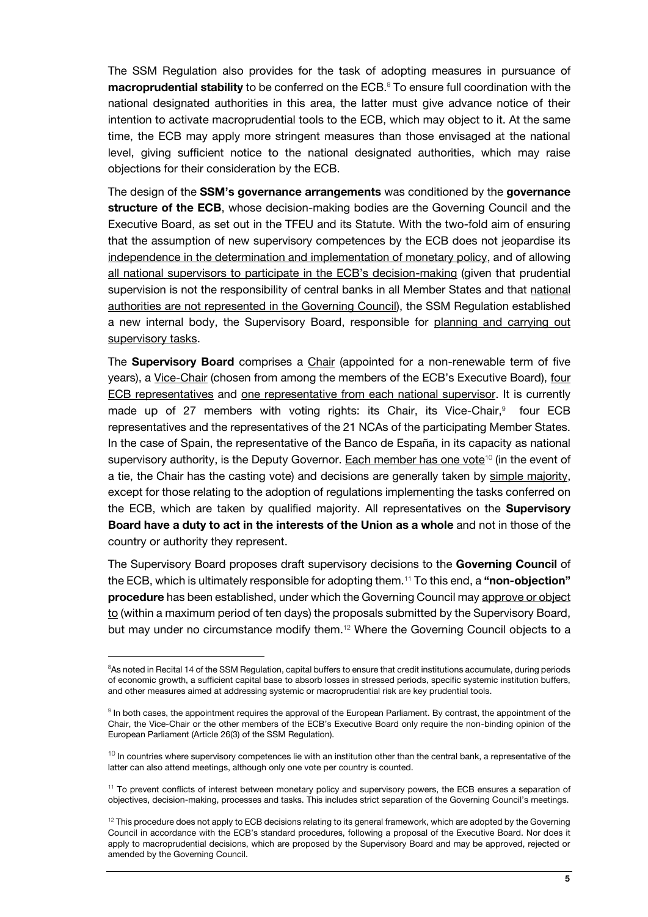The SSM Regulation also provides for the task of adopting measures in pursuance of **macroprudential stability** to be conferred on the ECB.[8] To ensure full coordination with the national designated authorities in this area, the latter must give advance notice of their intention to activate macroprudential tools to the ECB, which may object to it. At the same time, the ECB may apply more stringent measures than those envisaged at the national level, giving sufficient notice to the national designated authorities, which may raise objections for their consideration by the ECB.

The design of the **SSM's governance arrangements** was conditioned by the **governance structure of the ECB**, whose decision-making bodies are the Governing Council and the Executive Board, as set out in the TFEU and its Statute. With the two-fold aim of ensuring that the assumption of new supervisory competences by the ECB does not jeopardise its independence in the determination and implementation of monetary policy, and of allowing all national supervisors to participate in the ECB's decision-making (given that prudential supervision is not the responsibility of central banks in all Member States and that national authorities are not represented in the Governing Council), the SSM Regulation established a new internal body, the Supervisory Board, responsible for planning and carrying out supervisory tasks.

The **Supervisory Board** comprises a Chair (appointed for a non-renewable term of five years), a Vice-Chair (chosen from among the members of the ECB's Executive Board), four ECB representatives and one representative from each national supervisor. It is currently made up of 27 members with voting rights: its Chair, its Vice-Chair,[9] four ECB representatives and the representatives of the 21 NCAs of the participating Member States. In the case of Spain, the representative of the Banco de España, in its capacity as national supervisory authority, is the Deputy Governor. Each member has one vote[10] (in the event of a tie, the Chair has the casting vote) and decisions are generally taken by simple majority, except for those relating to the adoption of regulations implementing the tasks conferred on the ECB, which are taken by qualified majority. All representatives on the **Supervisory Board have a duty to act in the interests of the Union as a whole** and not in those of the country or authority they represent.

The Supervisory Board proposes draft supervisory decisions to the **Governing Council** of the ECB, which is ultimately responsible for adopting them.[11] To this end, a **"non-objection" procedure** has been established, under which the Governing Council may approve or object to (within a maximum period of ten days) the proposals submitted by the Supervisory Board, but may under no circumstance modify them.[12] Where the Governing Council objects to a

---

[8] As noted in Recital 14 of the SSM Regulation, capital buffers to ensure that credit institutions accumulate, during periods of economic growth, a sufficient capital base to absorb losses in stressed periods, specific systemic institution buffers, and other measures aimed at addressing systemic or macroprudential risk are key prudential tools.

[9] In both cases, the appointment requires the approval of the European Parliament. By contrast, the appointment of the Chair, the Vice-Chair or the other members of the ECB's Executive Board only require the non-binding opinion of the European Parliament (Article 26(3) of the SSM Regulation).

[10] In countries where supervisory competences lie with an institution other than the central bank, a representative of the latter can also attend meetings, although only one vote per country is counted.

[11] To prevent conflicts of interest between monetary policy and supervisory powers, the ECB ensures a separation of objectives, decision-making, processes and tasks. This includes strict separation of the Governing Council's meetings.

[12] This procedure does not apply to ECB decisions relating to its general framework, which are adopted by the Governing Council in accordance with the ECB's standard procedures, following a proposal of the Executive Board. Nor does it apply to macroprudential decisions, which are proposed by the Supervisory Board and may be approved, rejected or amended by the Governing Council.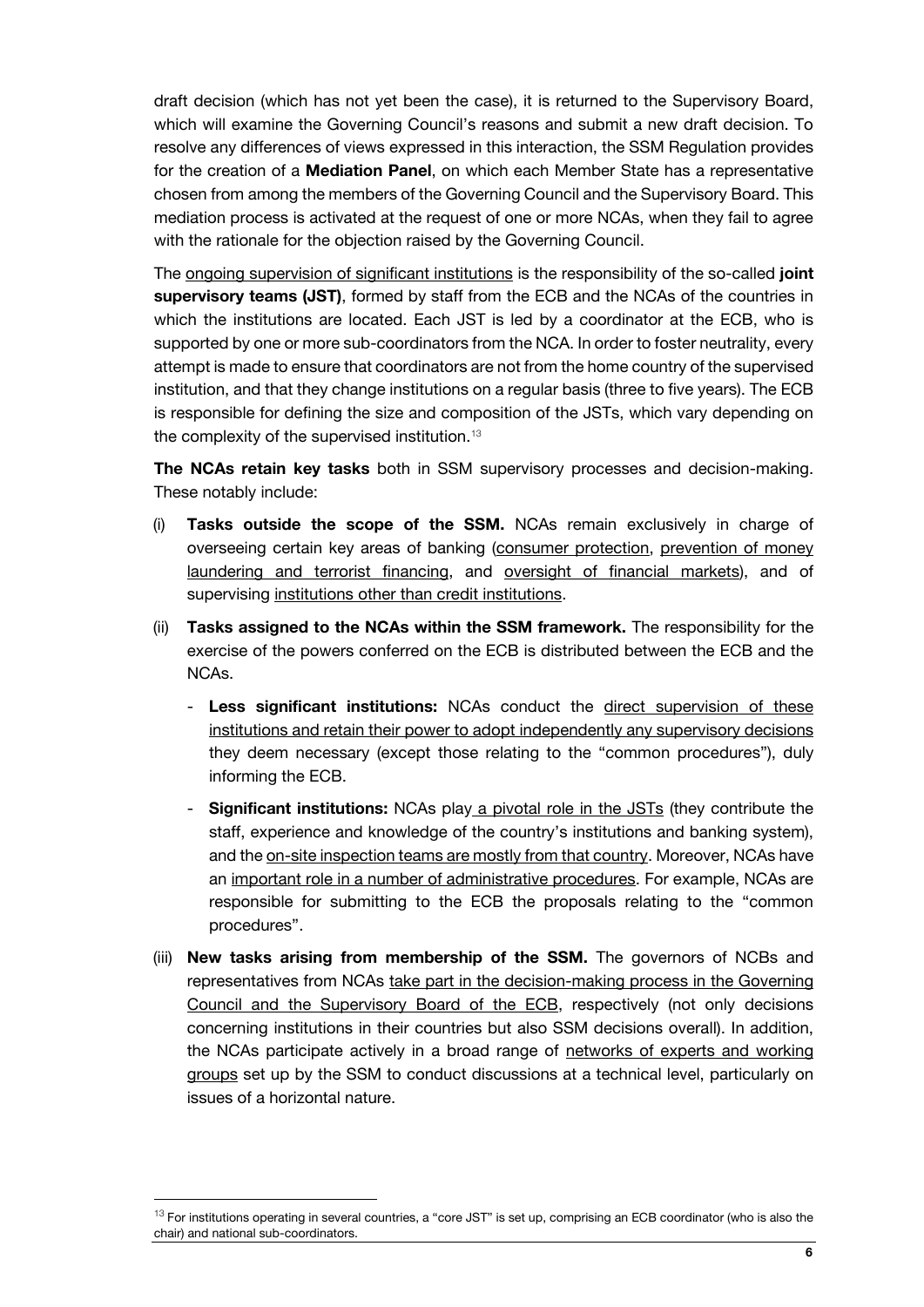draft decision (which has not yet been the case), it is returned to the Supervisory Board, which will examine the Governing Council's reasons and submit a new draft decision. To resolve any differences of views expressed in this interaction, the SSM Regulation provides for the creation of a **Mediation Panel**, on which each Member State has a representative chosen from among the members of the Governing Council and the Supervisory Board. This mediation process is activated at the request of one or more NCAs, when they fail to agree with the rationale for the objection raised by the Governing Council.

The ongoing supervision of significant institutions is the responsibility of the so-called **joint supervisory teams (JST)**, formed by staff from the ECB and the NCAs of the countries in which the institutions are located. Each JST is led by a coordinator at the ECB, who is supported by one or more sub-coordinators from the NCA. In order to foster neutrality, every attempt is made to ensure that coordinators are not from the home country of the supervised institution, and that they change institutions on a regular basis (three to five years). The ECB is responsible for defining the size and composition of the JSTs, which vary depending on the complexity of the supervised institution.[13]

**The NCAs retain key tasks** both in SSM supervisory processes and decision-making. These notably include:

(i) **Tasks outside the scope of the SSM.** NCAs remain exclusively in charge of overseeing certain key areas of banking (consumer protection, prevention of money laundering and terrorist financing, and oversight of financial markets), and of supervising institutions other than credit institutions.

(ii) **Tasks assigned to the NCAs within the SSM framework.** The responsibility for the exercise of the powers conferred on the ECB is distributed between the ECB and the NCAs.

- **Less significant institutions:** NCAs conduct the direct supervision of these institutions and retain their power to adopt independently any supervisory decisions they deem necessary (except those relating to the "common procedures"), duly informing the ECB.
- **Significant institutions:** NCAs play a pivotal role in the JSTs (they contribute the staff, experience and knowledge of the country's institutions and banking system), and the on-site inspection teams are mostly from that country. Moreover, NCAs have an important role in a number of administrative procedures. For example, NCAs are responsible for submitting to the ECB the proposals relating to the "common procedures".

(iii) **New tasks arising from membership of the SSM.** The governors of NCBs and representatives from NCAs take part in the decision-making process in the Governing Council and the Supervisory Board of the ECB, respectively (not only decisions concerning institutions in their countries but also SSM decisions overall). In addition, the NCAs participate actively in a broad range of networks of experts and working groups set up by the SSM to conduct discussions at a technical level, particularly on issues of a horizontal nature.

[13] For institutions operating in several countries, a "core JST" is set up, comprising an ECB coordinator (who is also the chair) and national sub-coordinators.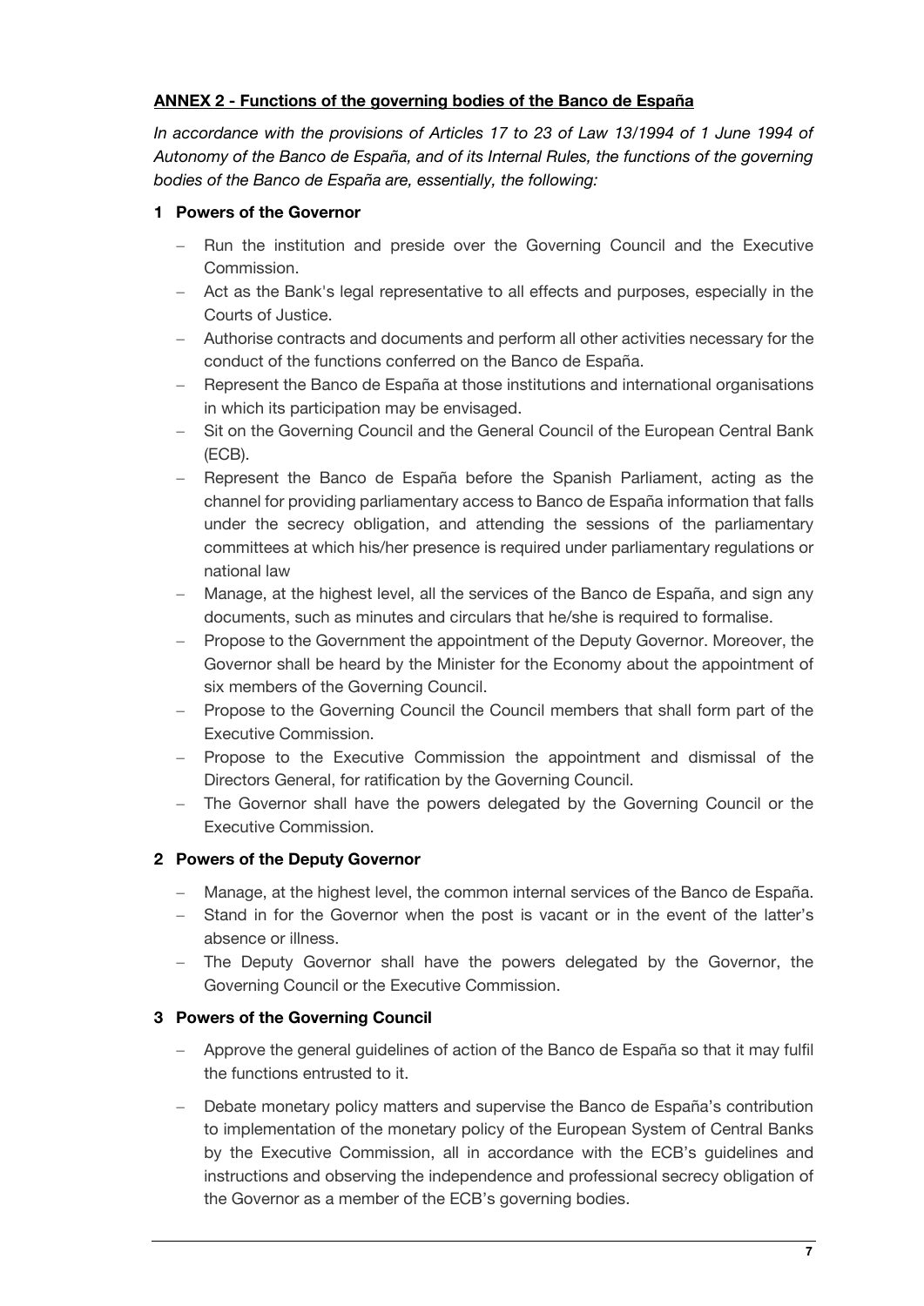## ANNEX 2 - Functions of the governing bodies of the Banco de España

*In accordance with the provisions of Articles 17 to 23 of Law 13/1994 of 1 June 1994 of Autonomy of the Banco de España, and of its Internal Rules, the functions of the governing bodies of the Banco de España are, essentially, the following:*

### 1 Powers of the Governor

- Run the institution and preside over the Governing Council and the Executive Commission.
- Act as the Bank's legal representative to all effects and purposes, especially in the Courts of Justice.
- Authorise contracts and documents and perform all other activities necessary for the conduct of the functions conferred on the Banco de España.
- Represent the Banco de España at those institutions and international organisations in which its participation may be envisaged.
- Sit on the Governing Council and the General Council of the European Central Bank (ECB).
- Represent the Banco de España before the Spanish Parliament, acting as the channel for providing parliamentary access to Banco de España information that falls under the secrecy obligation, and attending the sessions of the parliamentary committees at which his/her presence is required under parliamentary regulations or national law
- Manage, at the highest level, all the services of the Banco de España, and sign any documents, such as minutes and circulars that he/she is required to formalise.
- Propose to the Government the appointment of the Deputy Governor. Moreover, the Governor shall be heard by the Minister for the Economy about the appointment of six members of the Governing Council.
- Propose to the Governing Council the Council members that shall form part of the Executive Commission.
- Propose to the Executive Commission the appointment and dismissal of the Directors General, for ratification by the Governing Council.
- The Governor shall have the powers delegated by the Governing Council or the Executive Commission.

### 2 Powers of the Deputy Governor

- Manage, at the highest level, the common internal services of the Banco de España.
- Stand in for the Governor when the post is vacant or in the event of the latter's absence or illness.
- The Deputy Governor shall have the powers delegated by the Governor, the Governing Council or the Executive Commission.

### 3 Powers of the Governing Council

- Approve the general guidelines of action of the Banco de España so that it may fulfil the functions entrusted to it.
- Debate monetary policy matters and supervise the Banco de España's contribution to implementation of the monetary policy of the European System of Central Banks by the Executive Commission, all in accordance with the ECB's guidelines and instructions and observing the independence and professional secrecy obligation of the Governor as a member of the ECB's governing bodies.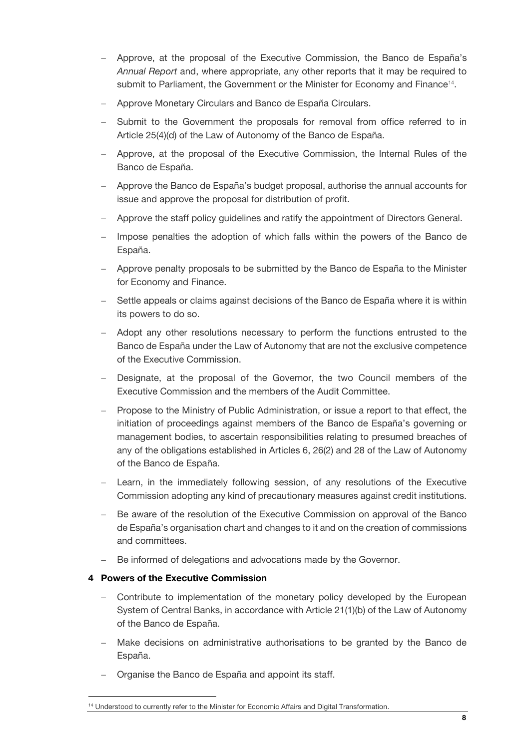- Approve, at the proposal of the Executive Commission, the Banco de España's *Annual Report* and, where appropriate, any other reports that it may be required to submit to Parliament, the Government or the Minister for Economy and Finance[14].
- Approve Monetary Circulars and Banco de España Circulars.
- Submit to the Government the proposals for removal from office referred to in Article 25(4)(d) of the Law of Autonomy of the Banco de España.
- Approve, at the proposal of the Executive Commission, the Internal Rules of the Banco de España.
- Approve the Banco de España's budget proposal, authorise the annual accounts for issue and approve the proposal for distribution of profit.
- Approve the staff policy guidelines and ratify the appointment of Directors General.
- Impose penalties the adoption of which falls within the powers of the Banco de España.
- Approve penalty proposals to be submitted by the Banco de España to the Minister for Economy and Finance.
- Settle appeals or claims against decisions of the Banco de España where it is within its powers to do so.
- Adopt any other resolutions necessary to perform the functions entrusted to the Banco de España under the Law of Autonomy that are not the exclusive competence of the Executive Commission.
- Designate, at the proposal of the Governor, the two Council members of the Executive Commission and the members of the Audit Committee.
- Propose to the Ministry of Public Administration, or issue a report to that effect, the initiation of proceedings against members of the Banco de España's governing or management bodies, to ascertain responsibilities relating to presumed breaches of any of the obligations established in Articles 6, 26(2) and 28 of the Law of Autonomy of the Banco de España.
- Learn, in the immediately following session, of any resolutions of the Executive Commission adopting any kind of precautionary measures against credit institutions.
- Be aware of the resolution of the Executive Commission on approval of the Banco de España's organisation chart and changes to it and on the creation of commissions and committees.
- Be informed of delegations and advocations made by the Governor.

## 4 Powers of the Executive Commission

- Contribute to implementation of the monetary policy developed by the European System of Central Banks, in accordance with Article 21(1)(b) of the Law of Autonomy of the Banco de España.
- Make decisions on administrative authorisations to be granted by the Banco de España.
- Organise the Banco de España and appoint its staff.

---

[14] Understood to currently refer to the Minister for Economic Affairs and Digital Transformation.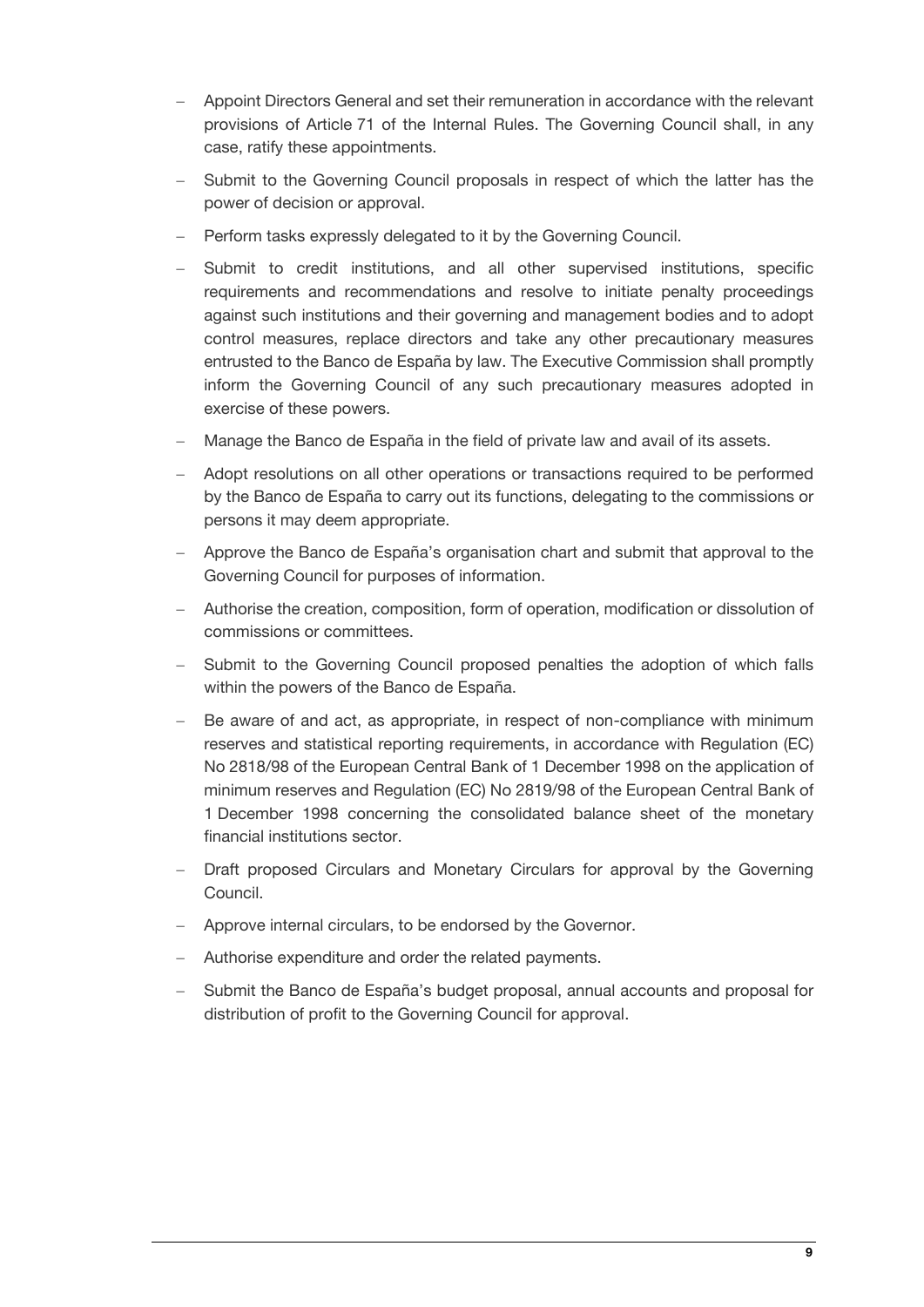- Appoint Directors General and set their remuneration in accordance with the relevant provisions of Article 71 of the Internal Rules. The Governing Council shall, in any case, ratify these appointments.
- Submit to the Governing Council proposals in respect of which the latter has the power of decision or approval.
- Perform tasks expressly delegated to it by the Governing Council.
- Submit to credit institutions, and all other supervised institutions, specific requirements and recommendations and resolve to initiate penalty proceedings against such institutions and their governing and management bodies and to adopt control measures, replace directors and take any other precautionary measures entrusted to the Banco de España by law. The Executive Commission shall promptly inform the Governing Council of any such precautionary measures adopted in exercise of these powers.
- Manage the Banco de España in the field of private law and avail of its assets.
- Adopt resolutions on all other operations or transactions required to be performed by the Banco de España to carry out its functions, delegating to the commissions or persons it may deem appropriate.
- Approve the Banco de España's organisation chart and submit that approval to the Governing Council for purposes of information.
- Authorise the creation, composition, form of operation, modification or dissolution of commissions or committees.
- Submit to the Governing Council proposed penalties the adoption of which falls within the powers of the Banco de España.
- Be aware of and act, as appropriate, in respect of non-compliance with minimum reserves and statistical reporting requirements, in accordance with Regulation (EC) No 2818/98 of the European Central Bank of 1 December 1998 on the application of minimum reserves and Regulation (EC) No 2819/98 of the European Central Bank of 1 December 1998 concerning the consolidated balance sheet of the monetary financial institutions sector.
- Draft proposed Circulars and Monetary Circulars for approval by the Governing Council.
- Approve internal circulars, to be endorsed by the Governor.
- Authorise expenditure and order the related payments.
- Submit the Banco de España's budget proposal, annual accounts and proposal for distribution of profit to the Governing Council for approval.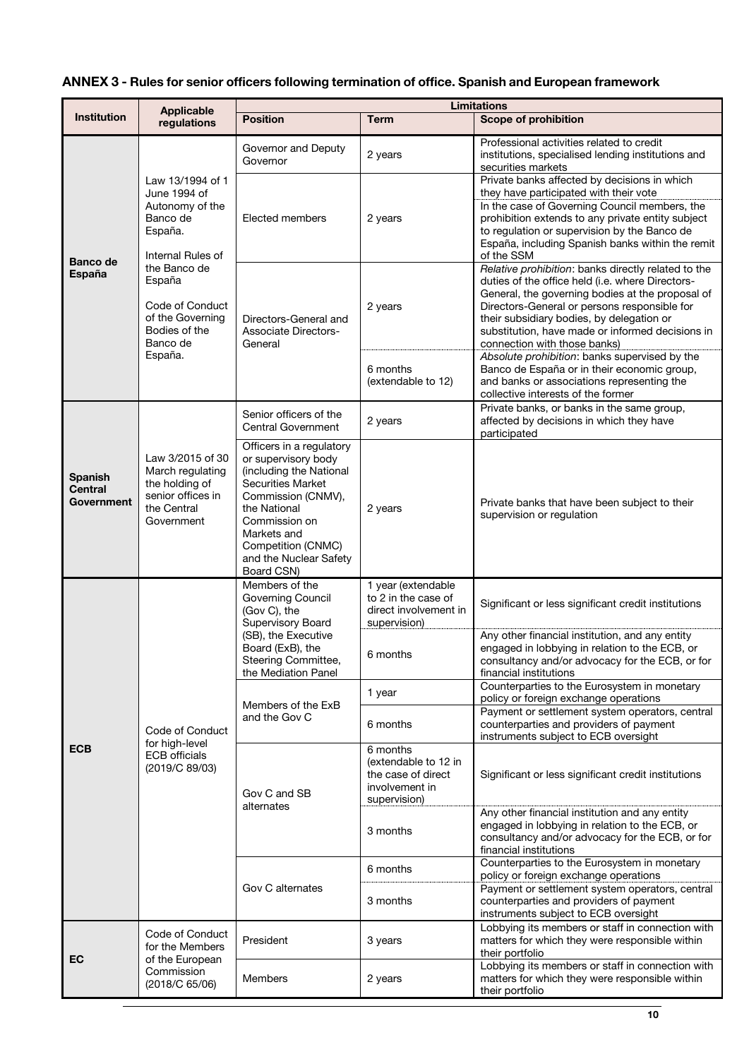## ANNEX 3 - Rules for senior officers following termination of office. Spanish and European framework

| Institution | Applicable regulations | Limitations | | |
|---|---|---|---|---|
| | | **Position** | **Term** | **Scope of prohibition** |
| **Banco de España** | Law 13/1994 of 1 June 1994 of Autonomy of the Banco de España. Internal Rules of the Banco de España. Code of Conduct of the Governing Bodies of the Banco de España. | Governor and Deputy Governor | 2 years | Professional activities related to credit institutions, specialised lending institutions and securities markets |
| | | Elected members | 2 years | Private banks affected by decisions in which they have participated with their vote. In the case of Governing Council members, the prohibition extends to any private entity subject to regulation or supervision by the Banco de España, including Spanish banks within the remit of the SSM |
| | | Directors-General and Associate Directors-General | 2 years | *Relative prohibition*: banks directly related to the duties of the office held (i.e. where Directors-General, the governing bodies at the proposal of Directors-General or persons responsible for their subsidiary bodies, by delegation or substitution, have made or informed decisions in connection with those banks) |
| | | | 6 months (extendable to 12) | *Absolute prohibition*: banks supervised by the Banco de España or in their economic group, and banks or associations representing the collective interests of the former |
| **Spanish Central Government** | Law 3/2015 of 30 March regulating the holding of senior offices in the Central Government | Senior officers of the Central Government | 2 years | Private banks, or banks in the same group, affected by decisions in which they have participated |
| | | Officers in a regulatory or supervisory body (including the National Securities Market Commission (CNMV), the National Commission on Markets and Competition (CNMC) and the Nuclear Safety Board CSN) | 2 years | Private banks that have been subject to their supervision or regulation |
| **ECB** | Code of Conduct for high-level ECB officials (2019/C 89/03) | Members of the Governing Council (Gov C), the Supervisory Board (SB), the Executive Board (ExB), the Steering Committee, the Mediation Panel | 1 year (extendable to 2 in the case of direct involvement in supervision) | Significant or less significant credit institutions |
| | | | 6 months | Any other financial institution, and any entity engaged in lobbying in relation to the ECB, or consultancy and/or advocacy for the ECB, or for financial institutions |
| | | Members of the ExB and the Gov C | 1 year | Counterparties to the Eurosystem in monetary policy or foreign exchange operations |
| | | | 6 months | Payment or settlement system operators, central counterparties and providers of payment instruments subject to ECB oversight |
| | | Gov C and SB alternates | 6 months (extendable to 12 in the case of direct involvement in supervision) | Significant or less significant credit institutions |
| | | | 3 months | Any other financial institution and any entity engaged in lobbying in relation to the ECB, or consultancy and/or advocacy for the ECB, or for financial institutions |
| | | Gov C alternates | 6 months | Counterparties to the Eurosystem in monetary policy or foreign exchange operations |
| | | | 3 months | Payment or settlement system operators, central counterparties and providers of payment instruments subject to ECB oversight |
| **EC** | Code of Conduct for the Members of the European Commission (2018/C 65/06) | President | 3 years | Lobbying its members or staff in connection with matters for which they were responsible within their portfolio |
| | | Members | 2 years | Lobbying its members or staff in connection with matters for which they were responsible within their portfolio |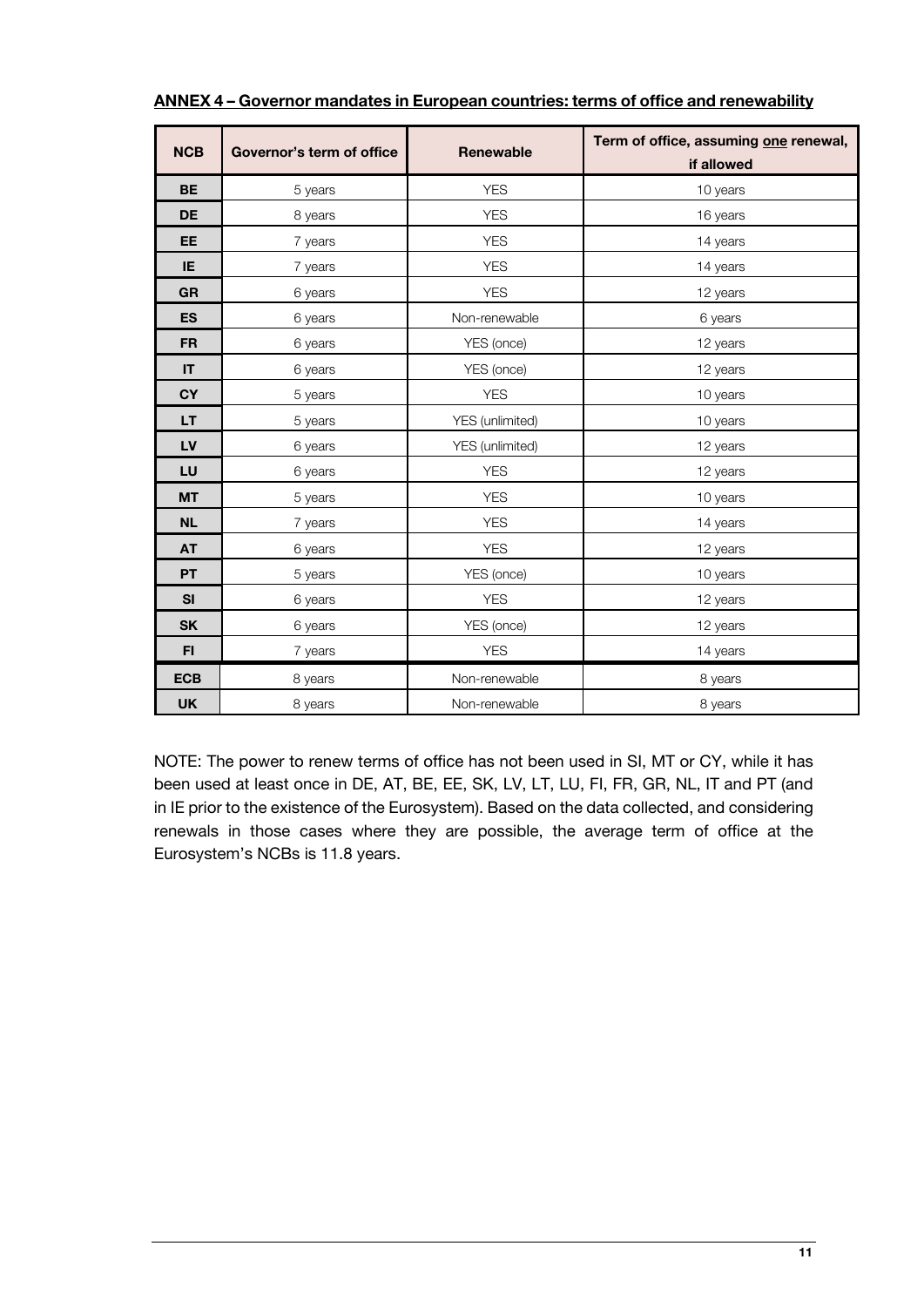**ANNEX 4 – Governor mandates in European countries: terms of office and renewability**

| NCB | Governor's term of office | Renewable | Term of office, assuming one renewal, if allowed |
|---|---|---|---|
| **BE** | 5 years | YES | 10 years |
| **DE** | 8 years | YES | 16 years |
| **EE** | 7 years | YES | 14 years |
| **IE** | 7 years | YES | 14 years |
| **GR** | 6 years | YES | 12 years |
| **ES** | 6 years | Non-renewable | 6 years |
| **FR** | 6 years | YES (once) | 12 years |
| **IT** | 6 years | YES (once) | 12 years |
| **CY** | 5 years | YES | 10 years |
| **LT** | 5 years | YES (unlimited) | 10 years |
| **LV** | 6 years | YES (unlimited) | 12 years |
| **LU** | 6 years | YES | 12 years |
| **MT** | 5 years | YES | 10 years |
| **NL** | 7 years | YES | 14 years |
| **AT** | 6 years | YES | 12 years |
| **PT** | 5 years | YES (once) | 10 years |
| **SI** | 6 years | YES | 12 years |
| **SK** | 6 years | YES (once) | 12 years |
| **FI** | 7 years | YES | 14 years |
| **ECB** | 8 years | Non-renewable | 8 years |
| **UK** | 8 years | Non-renewable | 8 years |

NOTE: The power to renew terms of office has not been used in SI, MT or CY, while it has been used at least once in DE, AT, BE, EE, SK, LV, LT, LU, FI, FR, GR, NL, IT and PT (and in IE prior to the existence of the Eurosystem). Based on the data collected, and considering renewals in those cases where they are possible, the average term of office at the Eurosystem's NCBs is 11.8 years.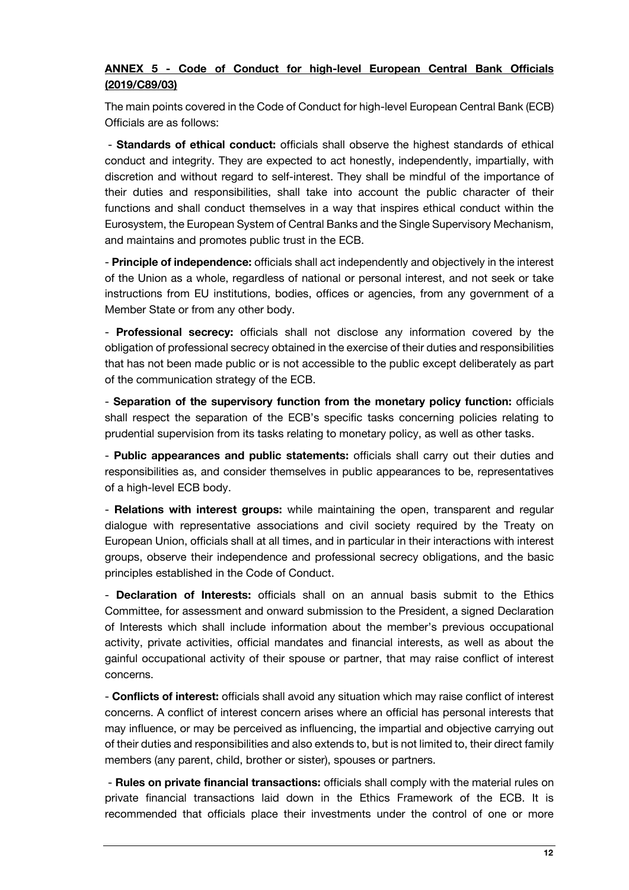**ANNEX 5 - Code of Conduct for high-level European Central Bank Officials (2019/C89/03)**

The main points covered in the Code of Conduct for high-level European Central Bank (ECB) Officials are as follows:

- **Standards of ethical conduct:** officials shall observe the highest standards of ethical conduct and integrity. They are expected to act honestly, independently, impartially, with discretion and without regard to self-interest. They shall be mindful of the importance of their duties and responsibilities, shall take into account the public character of their functions and shall conduct themselves in a way that inspires ethical conduct within the Eurosystem, the European System of Central Banks and the Single Supervisory Mechanism, and maintains and promotes public trust in the ECB.

- **Principle of independence:** officials shall act independently and objectively in the interest of the Union as a whole, regardless of national or personal interest, and not seek or take instructions from EU institutions, bodies, offices or agencies, from any government of a Member State or from any other body.

- **Professional secrecy:** officials shall not disclose any information covered by the obligation of professional secrecy obtained in the exercise of their duties and responsibilities that has not been made public or is not accessible to the public except deliberately as part of the communication strategy of the ECB.

- **Separation of the supervisory function from the monetary policy function:** officials shall respect the separation of the ECB's specific tasks concerning policies relating to prudential supervision from its tasks relating to monetary policy, as well as other tasks.

- **Public appearances and public statements:** officials shall carry out their duties and responsibilities as, and consider themselves in public appearances to be, representatives of a high-level ECB body.

- **Relations with interest groups:** while maintaining the open, transparent and regular dialogue with representative associations and civil society required by the Treaty on European Union, officials shall at all times, and in particular in their interactions with interest groups, observe their independence and professional secrecy obligations, and the basic principles established in the Code of Conduct.

- **Declaration of Interests:** officials shall on an annual basis submit to the Ethics Committee, for assessment and onward submission to the President, a signed Declaration of Interests which shall include information about the member's previous occupational activity, private activities, official mandates and financial interests, as well as about the gainful occupational activity of their spouse or partner, that may raise conflict of interest concerns.

- **Conflicts of interest:** officials shall avoid any situation which may raise conflict of interest concerns. A conflict of interest concern arises where an official has personal interests that may influence, or may be perceived as influencing, the impartial and objective carrying out of their duties and responsibilities and also extends to, but is not limited to, their direct family members (any parent, child, brother or sister), spouses or partners.

- **Rules on private financial transactions:** officials shall comply with the material rules on private financial transactions laid down in the Ethics Framework of the ECB. It is recommended that officials place their investments under the control of one or more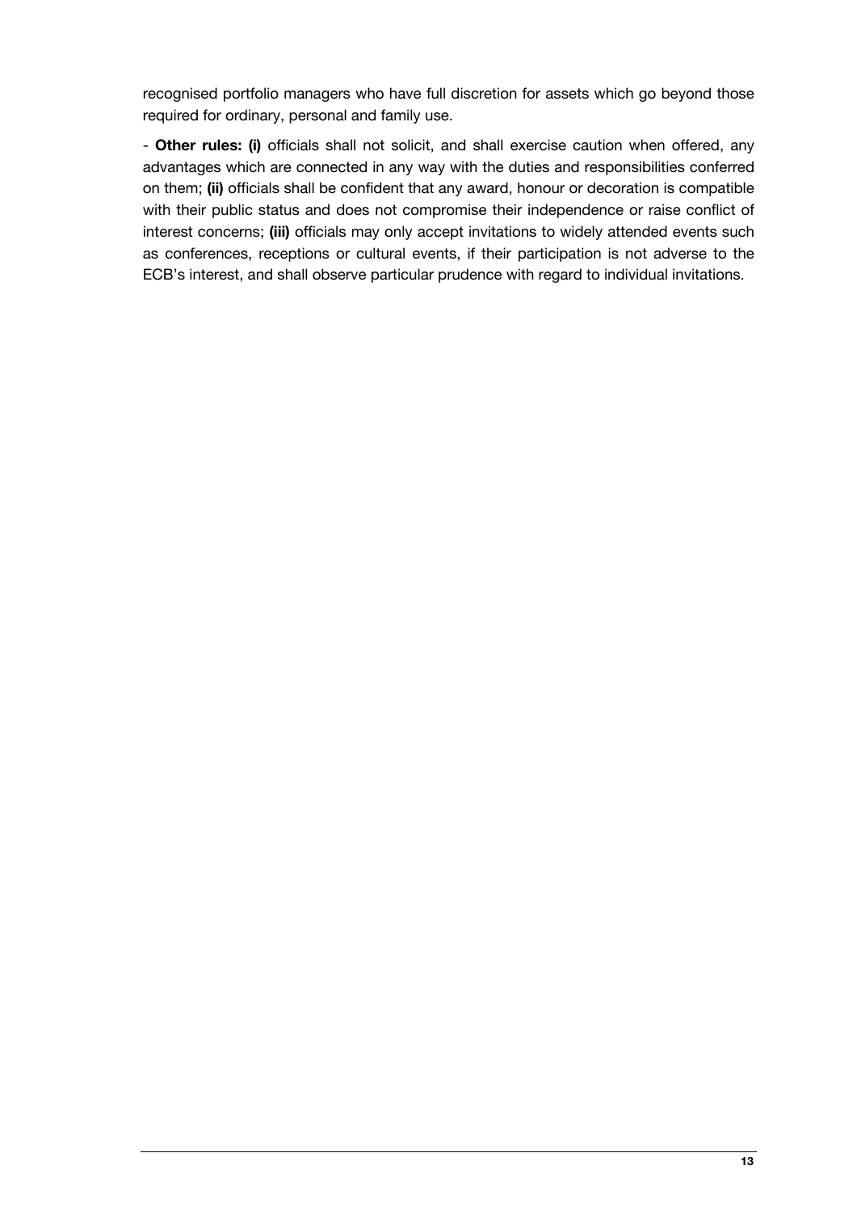recognised portfolio managers who have full discretion for assets which go beyond those required for ordinary, personal and family use.

- **Other rules:** **(i)** officials shall not solicit, and shall exercise caution when offered, any advantages which are connected in any way with the duties and responsibilities conferred on them; **(ii)** officials shall be confident that any award, honour or decoration is compatible with their public status and does not compromise their independence or raise conflict of interest concerns; **(iii)** officials may only accept invitations to widely attended events such as conferences, receptions or cultural events, if their participation is not adverse to the ECB's interest, and shall observe particular prudence with regard to individual invitations.